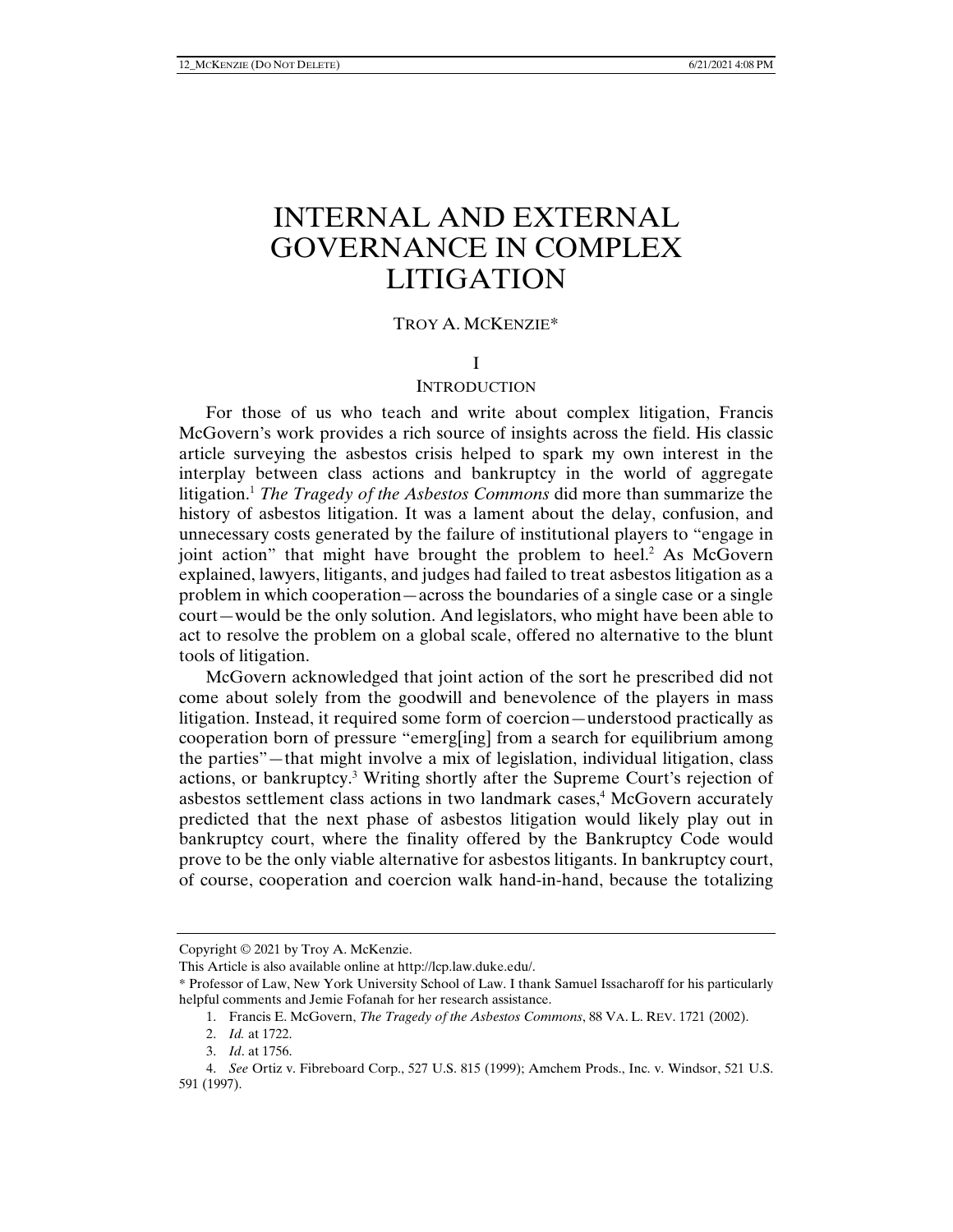# INTERNAL AND EXTERNAL GOVERNANCE IN COMPLEX LITIGATION

TROY A. MCKENZIE*

## I

## INTRODUCTION

For those of us who teach and write about complex litigation, Francis McGovern's work provides a rich source of insights across the field. His classic article surveying the asbestos crisis helped to spark my own interest in the interplay between class actions and bankruptcy in the world of aggregate litigation.[1] *The Tragedy of the Asbestos Commons* did more than summarize the history of asbestos litigation. It was a lament about the delay, confusion, and unnecessary costs generated by the failure of institutional players to "engage in joint action" that might have brought the problem to heel.[2] As McGovern explained, lawyers, litigants, and judges had failed to treat asbestos litigation as a problem in which cooperation—across the boundaries of a single case or a single court—would be the only solution. And legislators, who might have been able to act to resolve the problem on a global scale, offered no alternative to the blunt tools of litigation.

McGovern acknowledged that joint action of the sort he prescribed did not come about solely from the goodwill and benevolence of the players in mass litigation. Instead, it required some form of coercion—understood practically as cooperation born of pressure "emerg[ing] from a search for equilibrium among the parties"—that might involve a mix of legislation, individual litigation, class actions, or bankruptcy.[3] Writing shortly after the Supreme Court's rejection of asbestos settlement class actions in two landmark cases,[4] McGovern accurately predicted that the next phase of asbestos litigation would likely play out in bankruptcy court, where the finality offered by the Bankruptcy Code would prove to be the only viable alternative for asbestos litigants. In bankruptcy court, of course, cooperation and coercion walk hand-in-hand, because the totalizing

---

Copyright © 2021 by Troy A. McKenzie.

This Article is also available online at http://lcp.law.duke.edu/.

\* Professor of Law, New York University School of Law. I thank Samuel Issacharoff for his particularly helpful comments and Jemie Fofanah for her research assistance.

1. Francis E. McGovern, *The Tragedy of the Asbestos Commons*, 88 VA. L. REV. 1721 (2002).

2. *Id.* at 1722.

3. *Id*. at 1756.

4. *See* Ortiz v. Fibreboard Corp., 527 U.S. 815 (1999); Amchem Prods., Inc. v. Windsor, 521 U.S. 591 (1997).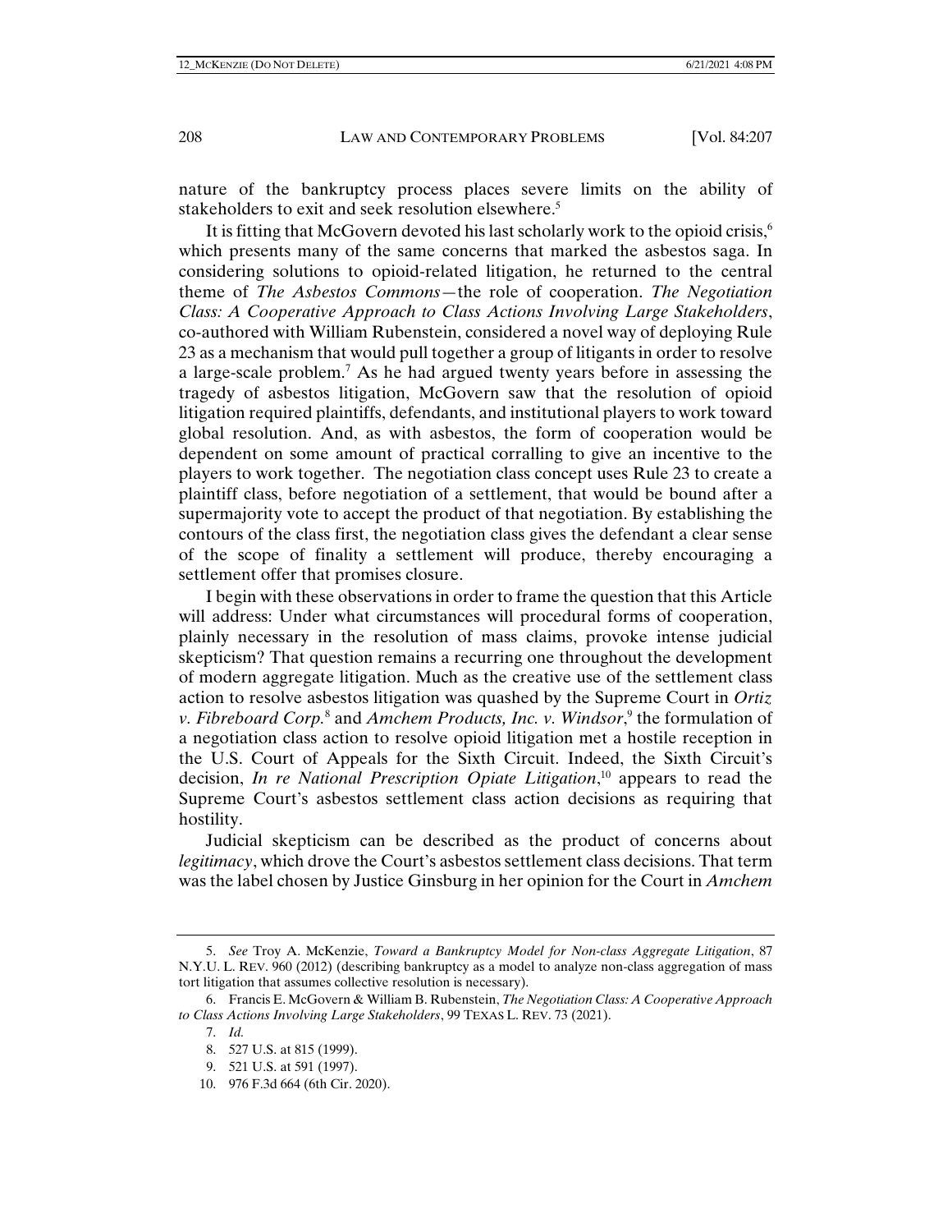nature of the bankruptcy process places severe limits on the ability of stakeholders to exit and seek resolution elsewhere.[5]

It is fitting that McGovern devoted his last scholarly work to the opioid crisis,[6] which presents many of the same concerns that marked the asbestos saga. In considering solutions to opioid-related litigation, he returned to the central theme of *The Asbestos Commons*—the role of cooperation. *The Negotiation Class: A Cooperative Approach to Class Actions Involving Large Stakeholders*, co-authored with William Rubenstein, considered a novel way of deploying Rule 23 as a mechanism that would pull together a group of litigants in order to resolve a large-scale problem.[7] As he had argued twenty years before in assessing the tragedy of asbestos litigation, McGovern saw that the resolution of opioid litigation required plaintiffs, defendants, and institutional players to work toward global resolution. And, as with asbestos, the form of cooperation would be dependent on some amount of practical corralling to give an incentive to the players to work together. The negotiation class concept uses Rule 23 to create a plaintiff class, before negotiation of a settlement, that would be bound after a supermajority vote to accept the product of that negotiation. By establishing the contours of the class first, the negotiation class gives the defendant a clear sense of the scope of finality a settlement will produce, thereby encouraging a settlement offer that promises closure.

I begin with these observations in order to frame the question that this Article will address: Under what circumstances will procedural forms of cooperation, plainly necessary in the resolution of mass claims, provoke intense judicial skepticism? That question remains a recurring one throughout the development of modern aggregate litigation. Much as the creative use of the settlement class action to resolve asbestos litigation was quashed by the Supreme Court in *Ortiz v. Fibreboard Corp.*[8] and *Amchem Products, Inc. v. Windsor*,[9] the formulation of a negotiation class action to resolve opioid litigation met a hostile reception in the U.S. Court of Appeals for the Sixth Circuit. Indeed, the Sixth Circuit's decision, *In re National Prescription Opiate Litigation*,[10] appears to read the Supreme Court's asbestos settlement class action decisions as requiring that hostility.

Judicial skepticism can be described as the product of concerns about *legitimacy*, which drove the Court's asbestos settlement class decisions. That term was the label chosen by Justice Ginsburg in her opinion for the Court in *Amchem*

---

5. *See* Troy A. McKenzie, *Toward a Bankruptcy Model for Non-class Aggregate Litigation*, 87 N.Y.U. L. REV. 960 (2012) (describing bankruptcy as a model to analyze non-class aggregation of mass tort litigation that assumes collective resolution is necessary).

6. Francis E. McGovern & William B. Rubenstein, *The Negotiation Class: A Cooperative Approach to Class Actions Involving Large Stakeholders*, 99 TEXAS L. REV. 73 (2021).

7. *Id.*

8. 527 U.S. at 815 (1999).

9. 521 U.S. at 591 (1997).

10. 976 F.3d 664 (6th Cir. 2020).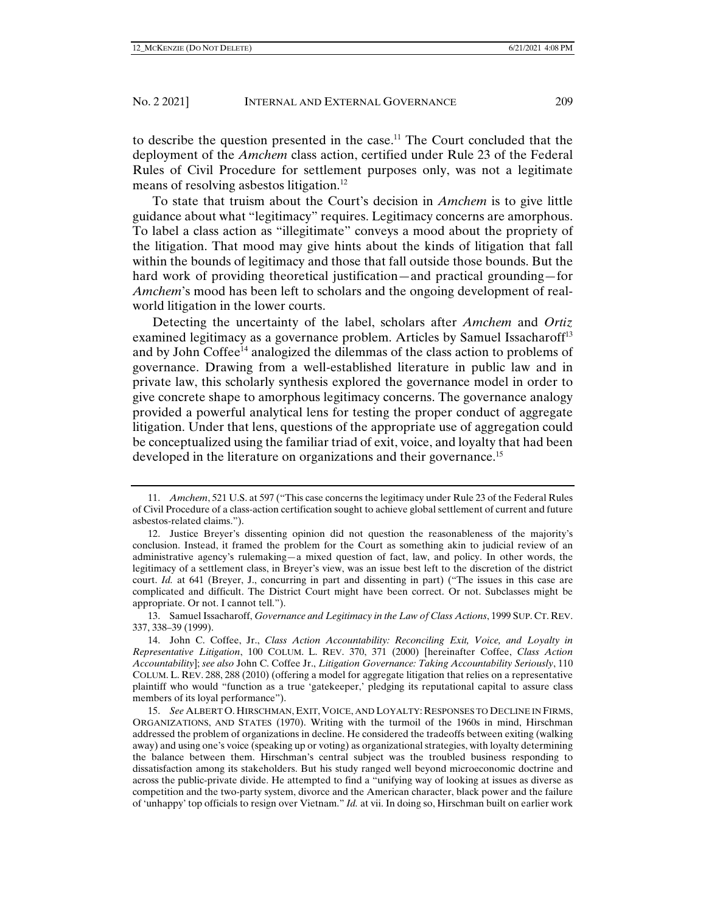to describe the question presented in the case.[11] The Court concluded that the deployment of the *Amchem* class action, certified under Rule 23 of the Federal Rules of Civil Procedure for settlement purposes only, was not a legitimate means of resolving asbestos litigation.[12]

To state that truism about the Court's decision in *Amchem* is to give little guidance about what "legitimacy" requires. Legitimacy concerns are amorphous. To label a class action as "illegitimate" conveys a mood about the propriety of the litigation. That mood may give hints about the kinds of litigation that fall within the bounds of legitimacy and those that fall outside those bounds. But the hard work of providing theoretical justification—and practical grounding—for *Amchem*'s mood has been left to scholars and the ongoing development of real-world litigation in the lower courts.

Detecting the uncertainty of the label, scholars after *Amchem* and *Ortiz* examined legitimacy as a governance problem. Articles by Samuel Issacharoff[13] and by John Coffee[14] analogized the dilemmas of the class action to problems of governance. Drawing from a well-established literature in public law and in private law, this scholarly synthesis explored the governance model in order to give concrete shape to amorphous legitimacy concerns. The governance analogy provided a powerful analytical lens for testing the proper conduct of aggregate litigation. Under that lens, questions of the appropriate use of aggregation could be conceptualized using the familiar triad of exit, voice, and loyalty that had been developed in the literature on organizations and their governance.[15]

---

11. *Amchem*, 521 U.S. at 597 ("This case concerns the legitimacy under Rule 23 of the Federal Rules of Civil Procedure of a class-action certification sought to achieve global settlement of current and future asbestos-related claims.").

12. Justice Breyer's dissenting opinion did not question the reasonableness of the majority's conclusion. Instead, it framed the problem for the Court as something akin to judicial review of an administrative agency's rulemaking—a mixed question of fact, law, and policy. In other words, the legitimacy of a settlement class, in Breyer's view, was an issue best left to the discretion of the district court. *Id.* at 641 (Breyer, J., concurring in part and dissenting in part) ("The issues in this case are complicated and difficult. The District Court might have been correct. Or not. Subclasses might be appropriate. Or not. I cannot tell.").

13. Samuel Issacharoff, *Governance and Legitimacy in the Law of Class Actions*, 1999 SUP. CT. REV. 337, 338–39 (1999).

14. John C. Coffee, Jr., *Class Action Accountability: Reconciling Exit, Voice, and Loyalty in Representative Litigation*, 100 COLUM. L. REV. 370, 371 (2000) [hereinafter Coffee, *Class Action Accountability*]; *see also* John C. Coffee Jr., *Litigation Governance: Taking Accountability Seriously*, 110 COLUM. L. REV. 288, 288 (2010) (offering a model for aggregate litigation that relies on a representative plaintiff who would "function as a true 'gatekeeper,' pledging its reputational capital to assure class members of its loyal performance").

15. *See* ALBERT O. HIRSCHMAN, EXIT, VOICE, AND LOYALTY: RESPONSES TO DECLINE IN FIRMS, ORGANIZATIONS, AND STATES (1970). Writing with the turmoil of the 1960s in mind, Hirschman addressed the problem of organizations in decline. He considered the tradeoffs between exiting (walking away) and using one's voice (speaking up or voting) as organizational strategies, with loyalty determining the balance between them. Hirschman's central subject was the troubled business responding to dissatisfaction among its stakeholders. But his study ranged well beyond microeconomic doctrine and across the public-private divide. He attempted to find a "unifying way of looking at issues as diverse as competition and the two-party system, divorce and the American character, black power and the failure of 'unhappy' top officials to resign over Vietnam." *Id.* at vii. In doing so, Hirschman built on earlier work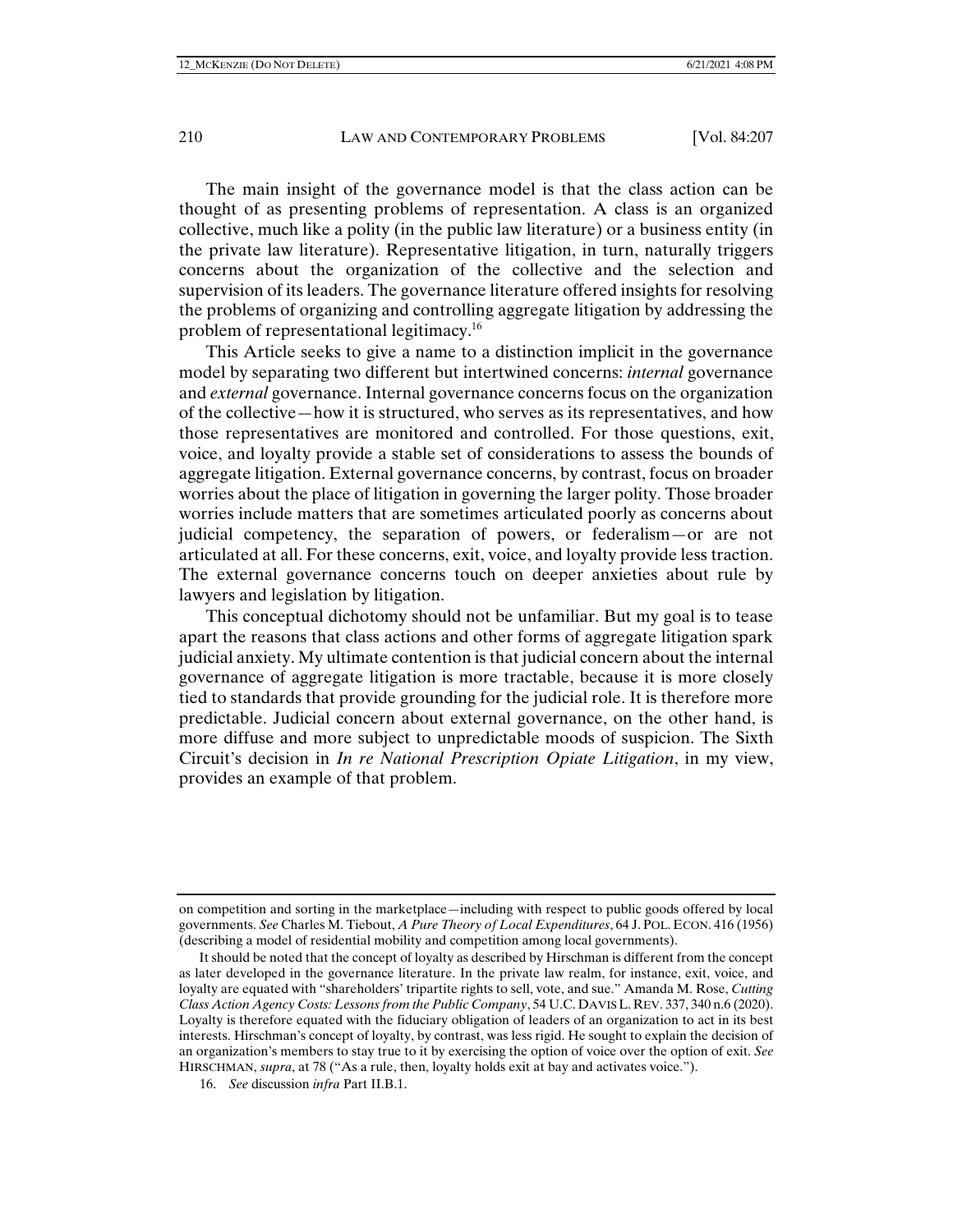The main insight of the governance model is that the class action can be thought of as presenting problems of representation. A class is an organized collective, much like a polity (in the public law literature) or a business entity (in the private law literature). Representative litigation, in turn, naturally triggers concerns about the organization of the collective and the selection and supervision of its leaders. The governance literature offered insights for resolving the problems of organizing and controlling aggregate litigation by addressing the problem of representational legitimacy.[16]

This Article seeks to give a name to a distinction implicit in the governance model by separating two different but intertwined concerns: *internal* governance and *external* governance. Internal governance concerns focus on the organization of the collective—how it is structured, who serves as its representatives, and how those representatives are monitored and controlled. For those questions, exit, voice, and loyalty provide a stable set of considerations to assess the bounds of aggregate litigation. External governance concerns, by contrast, focus on broader worries about the place of litigation in governing the larger polity. Those broader worries include matters that are sometimes articulated poorly as concerns about judicial competency, the separation of powers, or federalism—or are not articulated at all. For these concerns, exit, voice, and loyalty provide less traction. The external governance concerns touch on deeper anxieties about rule by lawyers and legislation by litigation.

This conceptual dichotomy should not be unfamiliar. But my goal is to tease apart the reasons that class actions and other forms of aggregate litigation spark judicial anxiety. My ultimate contention is that judicial concern about the internal governance of aggregate litigation is more tractable, because it is more closely tied to standards that provide grounding for the judicial role. It is therefore more predictable. Judicial concern about external governance, on the other hand, is more diffuse and more subject to unpredictable moods of suspicion. The Sixth Circuit's decision in *In re National Prescription Opiate Litigation*, in my view, provides an example of that problem.

---

on competition and sorting in the marketplace—including with respect to public goods offered by local governments. *See* Charles M. Tiebout, *A Pure Theory of Local Expenditures*, 64 J. POL. ECON. 416 (1956) (describing a model of residential mobility and competition among local governments).

It should be noted that the concept of loyalty as described by Hirschman is different from the concept as later developed in the governance literature. In the private law realm, for instance, exit, voice, and loyalty are equated with "shareholders' tripartite rights to sell, vote, and sue." Amanda M. Rose, *Cutting Class Action Agency Costs: Lessons from the Public Company*, 54 U.C. DAVIS L. REV. 337, 340 n.6 (2020). Loyalty is therefore equated with the fiduciary obligation of leaders of an organization to act in its best interests. Hirschman's concept of loyalty, by contrast, was less rigid. He sought to explain the decision of an organization's members to stay true to it by exercising the option of voice over the option of exit. *See* HIRSCHMAN, *supra*, at 78 ("As a rule, then, loyalty holds exit at bay and activates voice.").

16. *See* discussion *infra* Part II.B.1.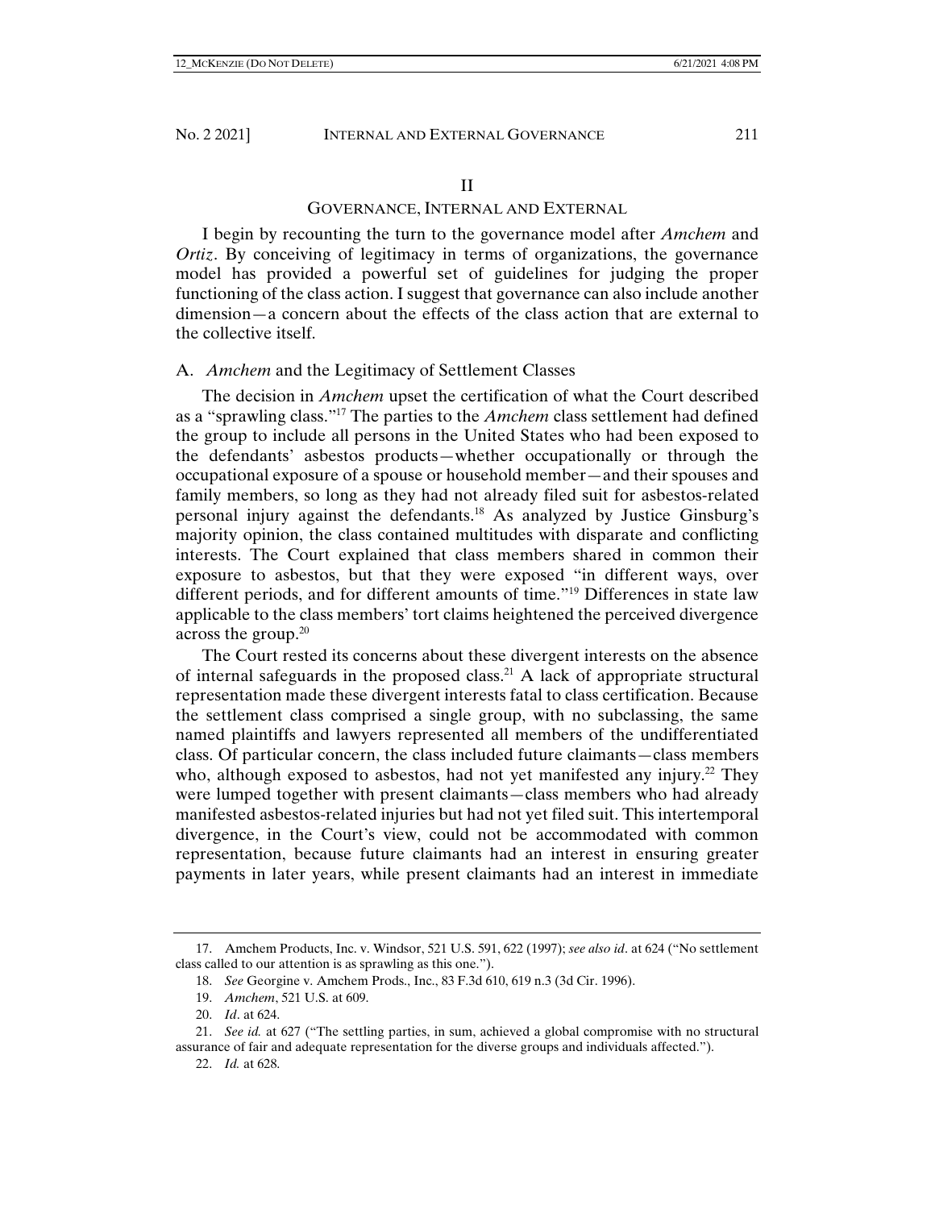## II

## GOVERNANCE, INTERNAL AND EXTERNAL

I begin by recounting the turn to the governance model after *Amchem* and *Ortiz*. By conceiving of legitimacy in terms of organizations, the governance model has provided a powerful set of guidelines for judging the proper functioning of the class action. I suggest that governance can also include another dimension—a concern about the effects of the class action that are external to the collective itself.

### A. *Amchem* and the Legitimacy of Settlement Classes

The decision in *Amchem* upset the certification of what the Court described as a "sprawling class."[17] The parties to the *Amchem* class settlement had defined the group to include all persons in the United States who had been exposed to the defendants' asbestos products—whether occupationally or through the occupational exposure of a spouse or household member—and their spouses and family members, so long as they had not already filed suit for asbestos-related personal injury against the defendants.[18] As analyzed by Justice Ginsburg's majority opinion, the class contained multitudes with disparate and conflicting interests. The Court explained that class members shared in common their exposure to asbestos, but that they were exposed "in different ways, over different periods, and for different amounts of time."[19] Differences in state law applicable to the class members' tort claims heightened the perceived divergence across the group.[20]

The Court rested its concerns about these divergent interests on the absence of internal safeguards in the proposed class.[21] A lack of appropriate structural representation made these divergent interests fatal to class certification. Because the settlement class comprised a single group, with no subclassing, the same named plaintiffs and lawyers represented all members of the undifferentiated class. Of particular concern, the class included future claimants—class members who, although exposed to asbestos, had not yet manifested any injury.[22] They were lumped together with present claimants—class members who had already manifested asbestos-related injuries but had not yet filed suit. This intertemporal divergence, in the Court's view, could not be accommodated with common representation, because future claimants had an interest in ensuring greater payments in later years, while present claimants had an interest in immediate

---

17. Amchem Products, Inc. v. Windsor, 521 U.S. 591, 622 (1997); *see also id*. at 624 ("No settlement class called to our attention is as sprawling as this one.").

18. *See* Georgine v. Amchem Prods., Inc., 83 F.3d 610, 619 n.3 (3d Cir. 1996).

19. *Amchem*, 521 U.S. at 609.

20. *Id*. at 624.

21. *See id.* at 627 ("The settling parties, in sum, achieved a global compromise with no structural assurance of fair and adequate representation for the diverse groups and individuals affected.").

22. *Id.* at 628.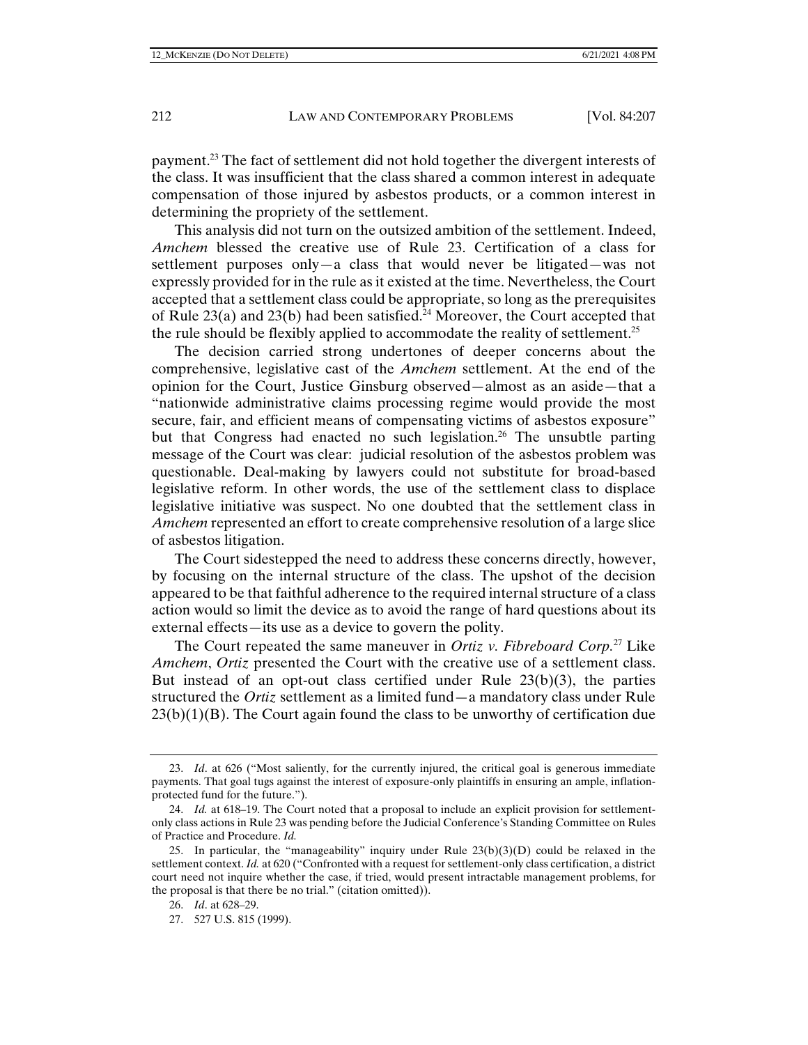payment.[23] The fact of settlement did not hold together the divergent interests of the class. It was insufficient that the class shared a common interest in adequate compensation of those injured by asbestos products, or a common interest in determining the propriety of the settlement.

This analysis did not turn on the outsized ambition of the settlement. Indeed, *Amchem* blessed the creative use of Rule 23. Certification of a class for settlement purposes only—a class that would never be litigated—was not expressly provided for in the rule as it existed at the time. Nevertheless, the Court accepted that a settlement class could be appropriate, so long as the prerequisites of Rule 23(a) and 23(b) had been satisfied.[24] Moreover, the Court accepted that the rule should be flexibly applied to accommodate the reality of settlement.[25]

The decision carried strong undertones of deeper concerns about the comprehensive, legislative cast of the *Amchem* settlement. At the end of the opinion for the Court, Justice Ginsburg observed—almost as an aside—that a "nationwide administrative claims processing regime would provide the most secure, fair, and efficient means of compensating victims of asbestos exposure" but that Congress had enacted no such legislation.[26] The unsubtle parting message of the Court was clear: judicial resolution of the asbestos problem was questionable. Deal-making by lawyers could not substitute for broad-based legislative reform. In other words, the use of the settlement class to displace legislative initiative was suspect. No one doubted that the settlement class in *Amchem* represented an effort to create comprehensive resolution of a large slice of asbestos litigation.

The Court sidestepped the need to address these concerns directly, however, by focusing on the internal structure of the class. The upshot of the decision appeared to be that faithful adherence to the required internal structure of a class action would so limit the device as to avoid the range of hard questions about its external effects—its use as a device to govern the polity.

The Court repeated the same maneuver in *Ortiz v. Fibreboard Corp.*[27] Like *Amchem*, *Ortiz* presented the Court with the creative use of a settlement class. But instead of an opt-out class certified under Rule 23(b)(3), the parties structured the *Ortiz* settlement as a limited fund—a mandatory class under Rule 23(b)(1)(B). The Court again found the class to be unworthy of certification due

---

23. *Id*. at 626 ("Most saliently, for the currently injured, the critical goal is generous immediate payments. That goal tugs against the interest of exposure-only plaintiffs in ensuring an ample, inflation-protected fund for the future.").

24. *Id.* at 618–19. The Court noted that a proposal to include an explicit provision for settlement-only class actions in Rule 23 was pending before the Judicial Conference's Standing Committee on Rules of Practice and Procedure. *Id.*

25. In particular, the "manageability" inquiry under Rule 23(b)(3)(D) could be relaxed in the settlement context. *Id.* at 620 ("Confronted with a request for settlement-only class certification, a district court need not inquire whether the case, if tried, would present intractable management problems, for the proposal is that there be no trial." (citation omitted)).

26. *Id*. at 628–29.

27. 527 U.S. 815 (1999).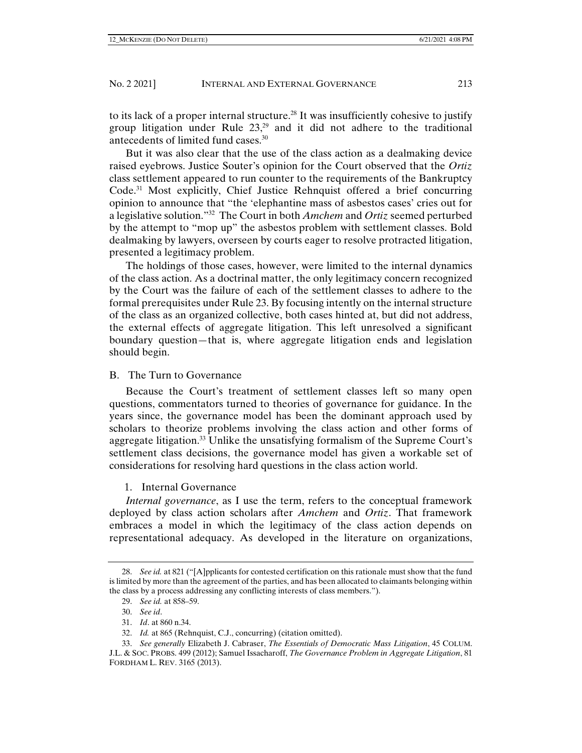to its lack of a proper internal structure.[28] It was insufficiently cohesive to justify group litigation under Rule 23,[29] and it did not adhere to the traditional antecedents of limited fund cases.[30]

But it was also clear that the use of the class action as a dealmaking device raised eyebrows. Justice Souter's opinion for the Court observed that the *Ortiz* class settlement appeared to run counter to the requirements of the Bankruptcy Code.[31] Most explicitly, Chief Justice Rehnquist offered a brief concurring opinion to announce that "the 'elephantine mass of asbestos cases' cries out for a legislative solution."[32] The Court in both *Amchem* and *Ortiz* seemed perturbed by the attempt to "mop up" the asbestos problem with settlement classes. Bold dealmaking by lawyers, overseen by courts eager to resolve protracted litigation, presented a legitimacy problem.

The holdings of those cases, however, were limited to the internal dynamics of the class action. As a doctrinal matter, the only legitimacy concern recognized by the Court was the failure of each of the settlement classes to adhere to the formal prerequisites under Rule 23. By focusing intently on the internal structure of the class as an organized collective, both cases hinted at, but did not address, the external effects of aggregate litigation. This left unresolved a significant boundary question—that is, where aggregate litigation ends and legislation should begin.

## B. The Turn to Governance

Because the Court's treatment of settlement classes left so many open questions, commentators turned to theories of governance for guidance. In the years since, the governance model has been the dominant approach used by scholars to theorize problems involving the class action and other forms of aggregate litigation.[33] Unlike the unsatisfying formalism of the Supreme Court's settlement class decisions, the governance model has given a workable set of considerations for resolving hard questions in the class action world.

### 1. Internal Governance

*Internal governance*, as I use the term, refers to the conceptual framework deployed by class action scholars after *Amchem* and *Ortiz*. That framework embraces a model in which the legitimacy of the class action depends on representational adequacy. As developed in the literature on organizations,

---

28. *See id.* at 821 ("[A]pplicants for contested certification on this rationale must show that the fund is limited by more than the agreement of the parties, and has been allocated to claimants belonging within the class by a process addressing any conflicting interests of class members.").

29. *See id.* at 858–59.

30. *See id*.

31. *Id*. at 860 n.34.

32. *Id.* at 865 (Rehnquist, C.J., concurring) (citation omitted).

33. *See generally* Elizabeth J. Cabraser, *The Essentials of Democratic Mass Litigation*, 45 COLUM. J.L. & SOC. PROBS. 499 (2012); Samuel Issacharoff, *The Governance Problem in Aggregate Litigation*, 81 FORDHAM L. REV. 3165 (2013).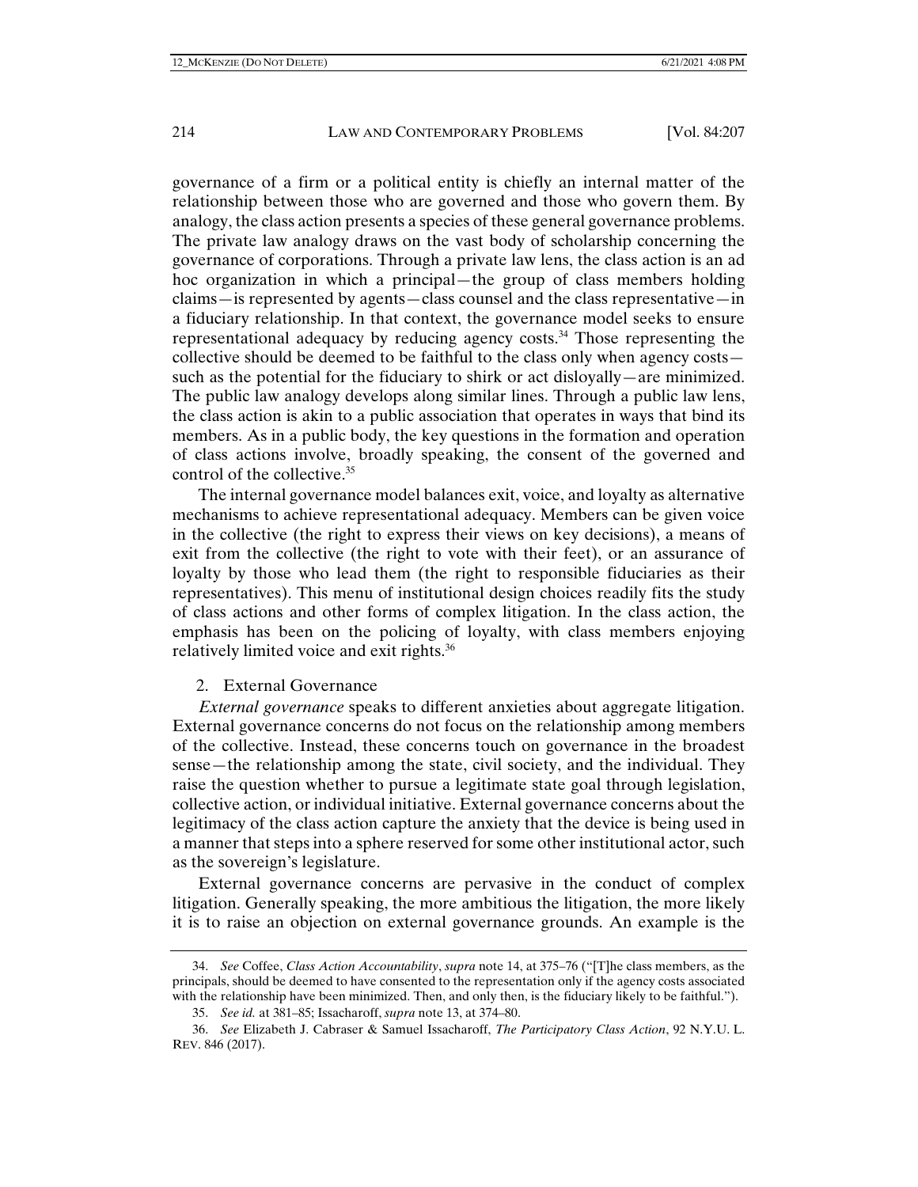governance of a firm or a political entity is chiefly an internal matter of the relationship between those who are governed and those who govern them. By analogy, the class action presents a species of these general governance problems. The private law analogy draws on the vast body of scholarship concerning the governance of corporations. Through a private law lens, the class action is an ad hoc organization in which a principal—the group of class members holding claims—is represented by agents—class counsel and the class representative—in a fiduciary relationship. In that context, the governance model seeks to ensure representational adequacy by reducing agency costs.[34] Those representing the collective should be deemed to be faithful to the class only when agency costs—such as the potential for the fiduciary to shirk or act disloyally—are minimized. The public law analogy develops along similar lines. Through a public law lens, the class action is akin to a public association that operates in ways that bind its members. As in a public body, the key questions in the formation and operation of class actions involve, broadly speaking, the consent of the governed and control of the collective.[35]

The internal governance model balances exit, voice, and loyalty as alternative mechanisms to achieve representational adequacy. Members can be given voice in the collective (the right to express their views on key decisions), a means of exit from the collective (the right to vote with their feet), or an assurance of loyalty by those who lead them (the right to responsible fiduciaries as their representatives). This menu of institutional design choices readily fits the study of class actions and other forms of complex litigation. In the class action, the emphasis has been on the policing of loyalty, with class members enjoying relatively limited voice and exit rights.[36]

2. External Governance

*External governance* speaks to different anxieties about aggregate litigation. External governance concerns do not focus on the relationship among members of the collective. Instead, these concerns touch on governance in the broadest sense—the relationship among the state, civil society, and the individual. They raise the question whether to pursue a legitimate state goal through legislation, collective action, or individual initiative. External governance concerns about the legitimacy of the class action capture the anxiety that the device is being used in a manner that steps into a sphere reserved for some other institutional actor, such as the sovereign's legislature.

External governance concerns are pervasive in the conduct of complex litigation. Generally speaking, the more ambitious the litigation, the more likely it is to raise an objection on external governance grounds. An example is the

---

34. *See* Coffee, *Class Action Accountability*, *supra* note 14, at 375–76 ("[T]he class members, as the principals, should be deemed to have consented to the representation only if the agency costs associated with the relationship have been minimized. Then, and only then, is the fiduciary likely to be faithful.").

35. *See id.* at 381–85; Issacharoff, *supra* note 13, at 374–80.

36. *See* Elizabeth J. Cabraser & Samuel Issacharoff, *The Participatory Class Action*, 92 N.Y.U. L. REV. 846 (2017).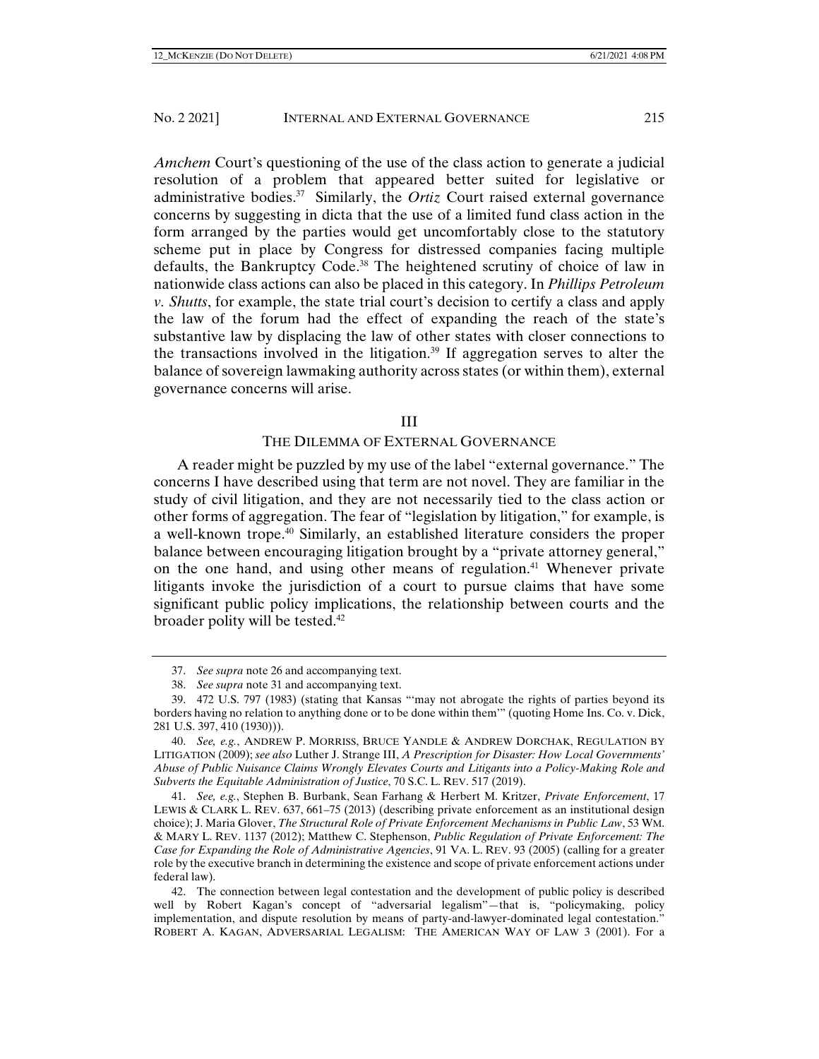*Amchem* Court's questioning of the use of the class action to generate a judicial resolution of a problem that appeared better suited for legislative or administrative bodies.[37] Similarly, the *Ortiz* Court raised external governance concerns by suggesting in dicta that the use of a limited fund class action in the form arranged by the parties would get uncomfortably close to the statutory scheme put in place by Congress for distressed companies facing multiple defaults, the Bankruptcy Code.[38] The heightened scrutiny of choice of law in nationwide class actions can also be placed in this category. In *Phillips Petroleum v. Shutts*, for example, the state trial court's decision to certify a class and apply the law of the forum had the effect of expanding the reach of the state's substantive law by displacing the law of other states with closer connections to the transactions involved in the litigation.[39] If aggregation serves to alter the balance of sovereign lawmaking authority across states (or within them), external governance concerns will arise.

## III

## THE DILEMMA OF EXTERNAL GOVERNANCE

A reader might be puzzled by my use of the label "external governance." The concerns I have described using that term are not novel. They are familiar in the study of civil litigation, and they are not necessarily tied to the class action or other forms of aggregation. The fear of "legislation by litigation," for example, is a well-known trope.[40] Similarly, an established literature considers the proper balance between encouraging litigation brought by a "private attorney general," on the one hand, and using other means of regulation.[41] Whenever private litigants invoke the jurisdiction of a court to pursue claims that have some significant public policy implications, the relationship between courts and the broader polity will be tested.[42]

---

37. *See supra* note 26 and accompanying text.

38. *See supra* note 31 and accompanying text.

39. 472 U.S. 797 (1983) (stating that Kansas "'may not abrogate the rights of parties beyond its borders having no relation to anything done or to be done within them'" (quoting Home Ins. Co. v. Dick, 281 U.S. 397, 410 (1930))).

40. *See, e.g.*, ANDREW P. MORRISS, BRUCE YANDLE & ANDREW DORCHAK, REGULATION BY LITIGATION (2009); *see also* Luther J. Strange III, *A Prescription for Disaster: How Local Governments' Abuse of Public Nuisance Claims Wrongly Elevates Courts and Litigants into a Policy-Making Role and Subverts the Equitable Administration of Justice*, 70 S.C. L. REV. 517 (2019).

41. *See, e.g.*, Stephen B. Burbank, Sean Farhang & Herbert M. Kritzer, *Private Enforcement*, 17 LEWIS & CLARK L. REV. 637, 661–75 (2013) (describing private enforcement as an institutional design choice); J. Maria Glover, *The Structural Role of Private Enforcement Mechanisms in Public Law*, 53 WM. & MARY L. REV. 1137 (2012); Matthew C. Stephenson, *Public Regulation of Private Enforcement: The Case for Expanding the Role of Administrative Agencies*, 91 VA. L. REV. 93 (2005) (calling for a greater role by the executive branch in determining the existence and scope of private enforcement actions under federal law).

42. The connection between legal contestation and the development of public policy is described well by Robert Kagan's concept of "adversarial legalism"—that is, "policymaking, policy implementation, and dispute resolution by means of party-and-lawyer-dominated legal contestation." ROBERT A. KAGAN, ADVERSARIAL LEGALISM: THE AMERICAN WAY OF LAW 3 (2001). For a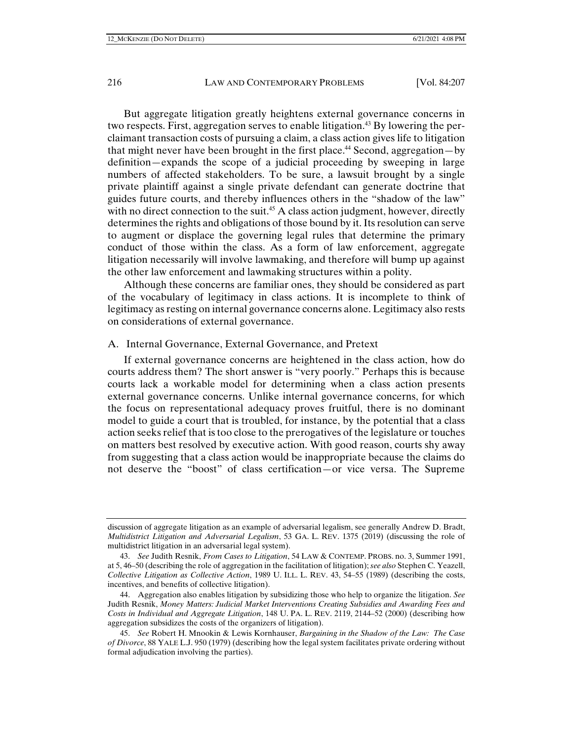But aggregate litigation greatly heightens external governance concerns in two respects. First, aggregation serves to enable litigation.[43] By lowering the per-claimant transaction costs of pursuing a claim, a class action gives life to litigation that might never have been brought in the first place.[44] Second, aggregation—by definition—expands the scope of a judicial proceeding by sweeping in large numbers of affected stakeholders. To be sure, a lawsuit brought by a single private plaintiff against a single private defendant can generate doctrine that guides future courts, and thereby influences others in the "shadow of the law" with no direct connection to the suit.[45] A class action judgment, however, directly determines the rights and obligations of those bound by it. Its resolution can serve to augment or displace the governing legal rules that determine the primary conduct of those within the class. As a form of law enforcement, aggregate litigation necessarily will involve lawmaking, and therefore will bump up against the other law enforcement and lawmaking structures within a polity.

Although these concerns are familiar ones, they should be considered as part of the vocabulary of legitimacy in class actions. It is incomplete to think of legitimacy as resting on internal governance concerns alone. Legitimacy also rests on considerations of external governance.

## A. Internal Governance, External Governance, and Pretext

If external governance concerns are heightened in the class action, how do courts address them? The short answer is "very poorly." Perhaps this is because courts lack a workable model for determining when a class action presents external governance concerns. Unlike internal governance concerns, for which the focus on representational adequacy proves fruitful, there is no dominant model to guide a court that is troubled, for instance, by the potential that a class action seeks relief that is too close to the prerogatives of the legislature or touches on matters best resolved by executive action. With good reason, courts shy away from suggesting that a class action would be inappropriate because the claims do not deserve the "boost" of class certification—or vice versa. The Supreme

---

discussion of aggregate litigation as an example of adversarial legalism, see generally Andrew D. Bradt, *Multidistrict Litigation and Adversarial Legalism*, 53 GA. L. REV. 1375 (2019) (discussing the role of multidistrict litigation in an adversarial legal system).

43. *See* Judith Resnik, *From Cases to Litigation*, 54 LAW & CONTEMP. PROBS. no. 3, Summer 1991, at 5, 46–50 (describing the role of aggregation in the facilitation of litigation); *see also* Stephen C. Yeazell, *Collective Litigation as Collective Action*, 1989 U. ILL. L. REV. 43, 54–55 (1989) (describing the costs, incentives, and benefits of collective litigation).

44. Aggregation also enables litigation by subsidizing those who help to organize the litigation. *See* Judith Resnik, *Money Matters: Judicial Market Interventions Creating Subsidies and Awarding Fees and Costs in Individual and Aggregate Litigation*, 148 U. PA. L. REV. 2119, 2144–52 (2000) (describing how aggregation subsidizes the costs of the organizers of litigation).

45. *See* Robert H. Mnookin & Lewis Kornhauser, *Bargaining in the Shadow of the Law: The Case of Divorce*, 88 YALE L.J. 950 (1979) (describing how the legal system facilitates private ordering without formal adjudication involving the parties).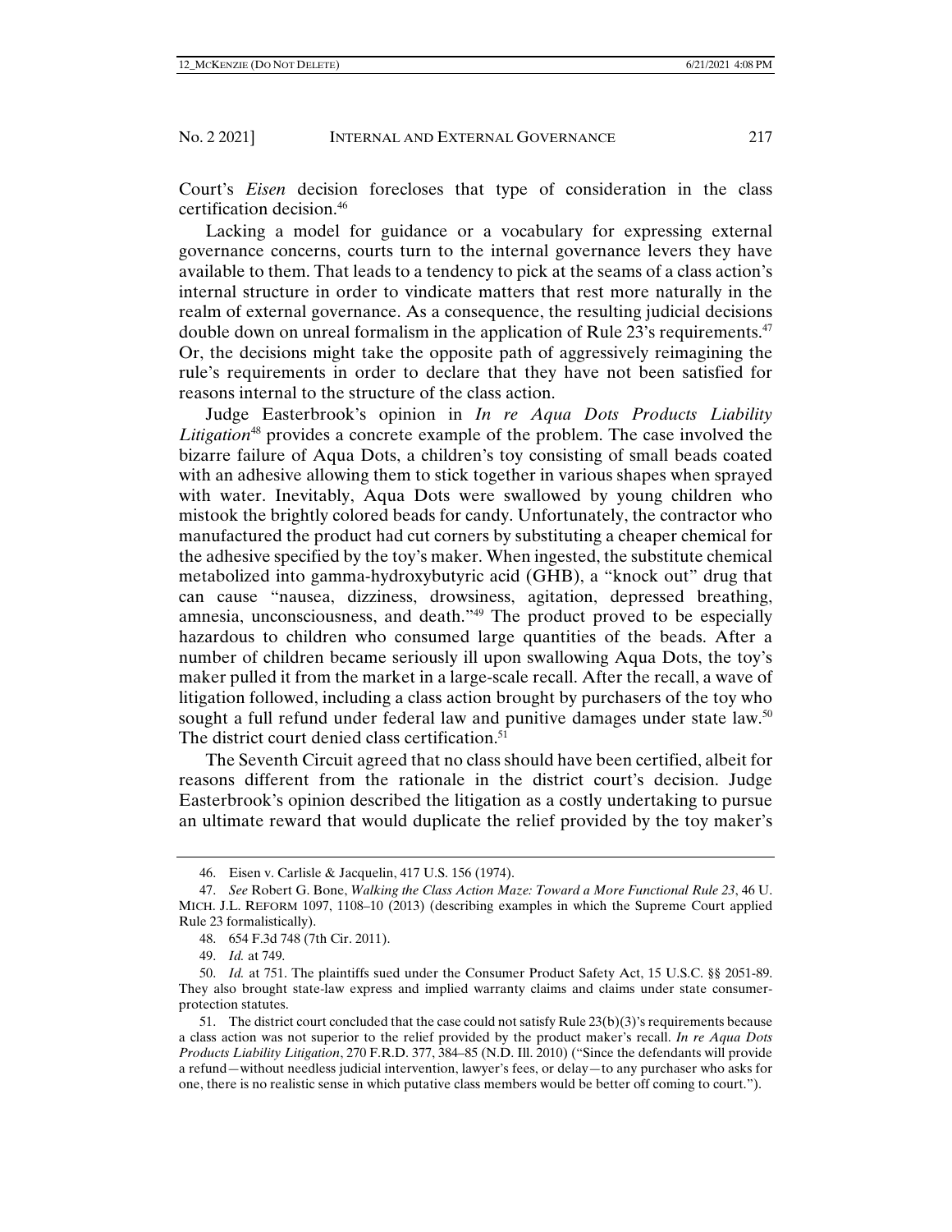Court's *Eisen* decision forecloses that type of consideration in the class certification decision.[46]

Lacking a model for guidance or a vocabulary for expressing external governance concerns, courts turn to the internal governance levers they have available to them. That leads to a tendency to pick at the seams of a class action's internal structure in order to vindicate matters that rest more naturally in the realm of external governance. As a consequence, the resulting judicial decisions double down on unreal formalism in the application of Rule 23's requirements.[47] Or, the decisions might take the opposite path of aggressively reimagining the rule's requirements in order to declare that they have not been satisfied for reasons internal to the structure of the class action.

Judge Easterbrook's opinion in *In re Aqua Dots Products Liability Litigation*[48] provides a concrete example of the problem. The case involved the bizarre failure of Aqua Dots, a children's toy consisting of small beads coated with an adhesive allowing them to stick together in various shapes when sprayed with water. Inevitably, Aqua Dots were swallowed by young children who mistook the brightly colored beads for candy. Unfortunately, the contractor who manufactured the product had cut corners by substituting a cheaper chemical for the adhesive specified by the toy's maker. When ingested, the substitute chemical metabolized into gamma-hydroxybutyric acid (GHB), a "knock out" drug that can cause "nausea, dizziness, drowsiness, agitation, depressed breathing, amnesia, unconsciousness, and death."[49] The product proved to be especially hazardous to children who consumed large quantities of the beads. After a number of children became seriously ill upon swallowing Aqua Dots, the toy's maker pulled it from the market in a large-scale recall. After the recall, a wave of litigation followed, including a class action brought by purchasers of the toy who sought a full refund under federal law and punitive damages under state law.[50] The district court denied class certification.[51]

The Seventh Circuit agreed that no class should have been certified, albeit for reasons different from the rationale in the district court's decision. Judge Easterbrook's opinion described the litigation as a costly undertaking to pursue an ultimate reward that would duplicate the relief provided by the toy maker's

---

46. Eisen v. Carlisle & Jacquelin, 417 U.S. 156 (1974).

47. *See* Robert G. Bone, *Walking the Class Action Maze: Toward a More Functional Rule 23*, 46 U. MICH. J.L. REFORM 1097, 1108–10 (2013) (describing examples in which the Supreme Court applied Rule 23 formalistically).

48. 654 F.3d 748 (7th Cir. 2011).

49. *Id.* at 749.

50. *Id.* at 751. The plaintiffs sued under the Consumer Product Safety Act, 15 U.S.C. §§ 2051-89. They also brought state-law express and implied warranty claims and claims under state consumer-protection statutes.

51. The district court concluded that the case could not satisfy Rule 23(b)(3)'s requirements because a class action was not superior to the relief provided by the product maker's recall. *In re Aqua Dots Products Liability Litigation*, 270 F.R.D. 377, 384–85 (N.D. Ill. 2010) ("Since the defendants will provide a refund—without needless judicial intervention, lawyer's fees, or delay—to any purchaser who asks for one, there is no realistic sense in which putative class members would be better off coming to court.").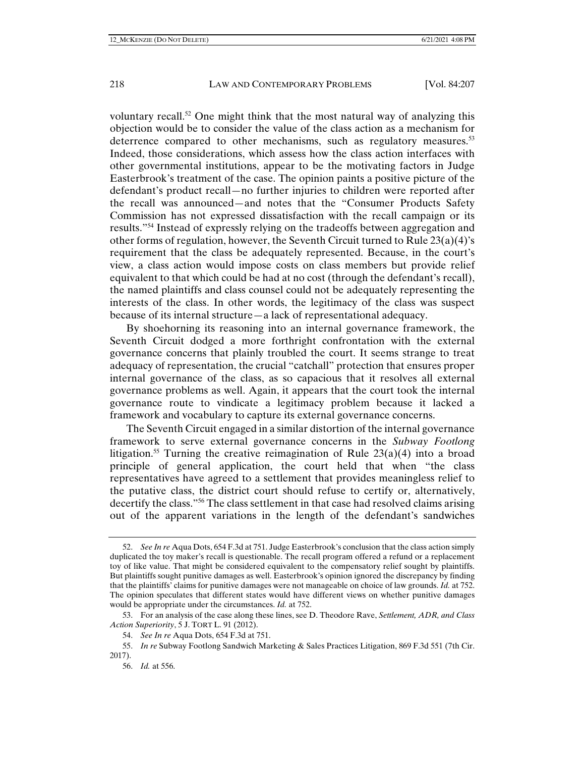voluntary recall.[52] One might think that the most natural way of analyzing this objection would be to consider the value of the class action as a mechanism for deterrence compared to other mechanisms, such as regulatory measures.[53] Indeed, those considerations, which assess how the class action interfaces with other governmental institutions, appear to be the motivating factors in Judge Easterbrook's treatment of the case. The opinion paints a positive picture of the defendant's product recall—no further injuries to children were reported after the recall was announced—and notes that the "Consumer Products Safety Commission has not expressed dissatisfaction with the recall campaign or its results."[54] Instead of expressly relying on the tradeoffs between aggregation and other forms of regulation, however, the Seventh Circuit turned to Rule 23(a)(4)'s requirement that the class be adequately represented. Because, in the court's view, a class action would impose costs on class members but provide relief equivalent to that which could be had at no cost (through the defendant's recall), the named plaintiffs and class counsel could not be adequately representing the interests of the class. In other words, the legitimacy of the class was suspect because of its internal structure—a lack of representational adequacy.

By shoehorning its reasoning into an internal governance framework, the Seventh Circuit dodged a more forthright confrontation with the external governance concerns that plainly troubled the court. It seems strange to treat adequacy of representation, the crucial "catchall" protection that ensures proper internal governance of the class, as so capacious that it resolves all external governance problems as well. Again, it appears that the court took the internal governance route to vindicate a legitimacy problem because it lacked a framework and vocabulary to capture its external governance concerns.

The Seventh Circuit engaged in a similar distortion of the internal governance framework to serve external governance concerns in the *Subway Footlong* litigation.[55] Turning the creative reimagination of Rule 23(a)(4) into a broad principle of general application, the court held that when "the class representatives have agreed to a settlement that provides meaningless relief to the putative class, the district court should refuse to certify or, alternatively, decertify the class."[56] The class settlement in that case had resolved claims arising out of the apparent variations in the length of the defendant's sandwiches

---

52. *See In re* Aqua Dots, 654 F.3d at 751. Judge Easterbrook's conclusion that the class action simply duplicated the toy maker's recall is questionable. The recall program offered a refund or a replacement toy of like value. That might be considered equivalent to the compensatory relief sought by plaintiffs. But plaintiffs sought punitive damages as well. Easterbrook's opinion ignored the discrepancy by finding that the plaintiffs' claims for punitive damages were not manageable on choice of law grounds. *Id.* at 752. The opinion speculates that different states would have different views on whether punitive damages would be appropriate under the circumstances. *Id.* at 752.

53. For an analysis of the case along these lines, see D. Theodore Rave, *Settlement, ADR, and Class Action Superiority*, 5 J. TORT L. 91 (2012).

54. *See In re* Aqua Dots, 654 F.3d at 751.

55. *In re* Subway Footlong Sandwich Marketing & Sales Practices Litigation, 869 F.3d 551 (7th Cir. 2017).

56. *Id.* at 556.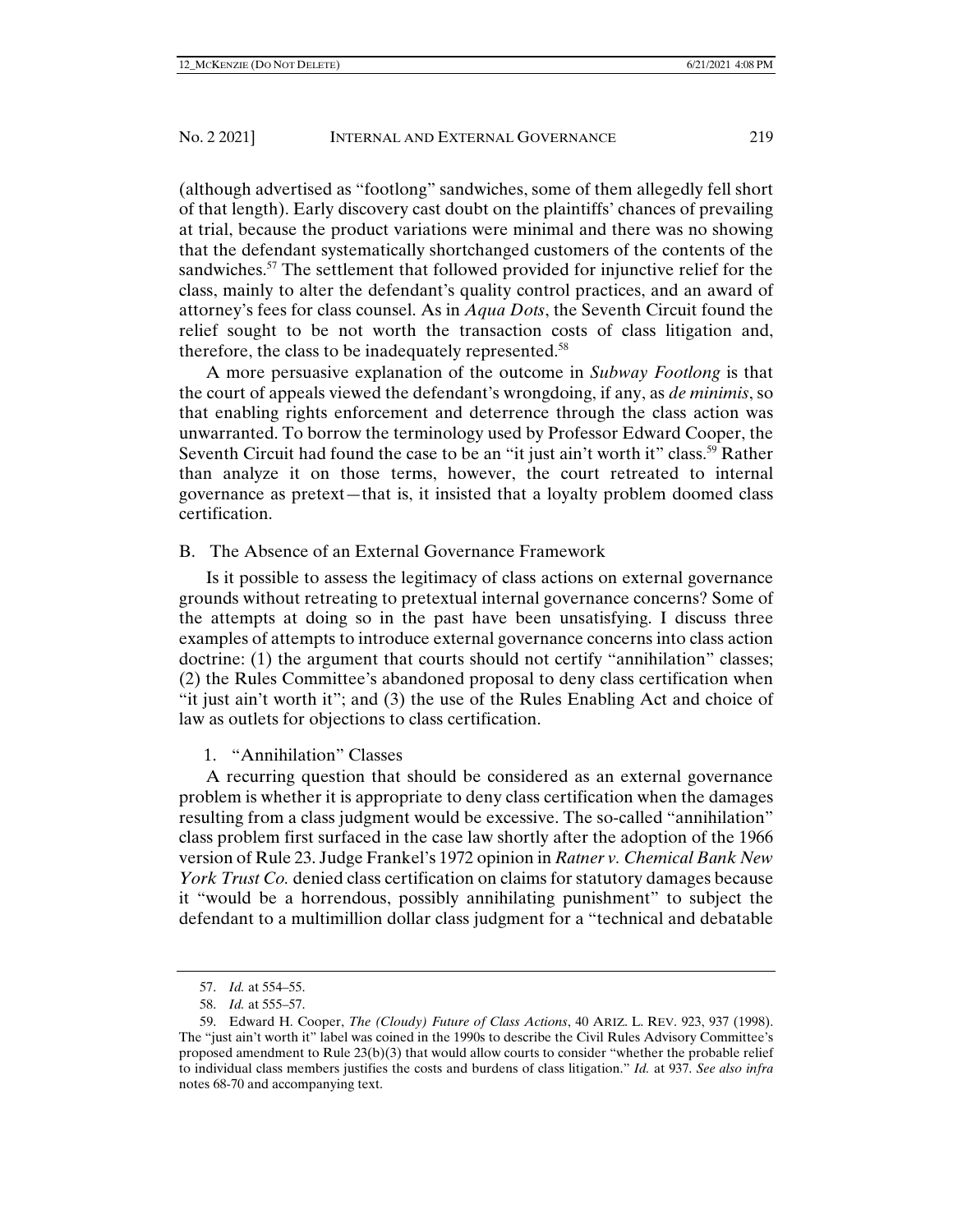(although advertised as "footlong" sandwiches, some of them allegedly fell short of that length). Early discovery cast doubt on the plaintiffs' chances of prevailing at trial, because the product variations were minimal and there was no showing that the defendant systematically shortchanged customers of the contents of the sandwiches.[57] The settlement that followed provided for injunctive relief for the class, mainly to alter the defendant's quality control practices, and an award of attorney's fees for class counsel. As in *Aqua Dots*, the Seventh Circuit found the relief sought to be not worth the transaction costs of class litigation and, therefore, the class to be inadequately represented.[58]

A more persuasive explanation of the outcome in *Subway Footlong* is that the court of appeals viewed the defendant's wrongdoing, if any, as *de minimis*, so that enabling rights enforcement and deterrence through the class action was unwarranted. To borrow the terminology used by Professor Edward Cooper, the Seventh Circuit had found the case to be an "it just ain't worth it" class.[59] Rather than analyze it on those terms, however, the court retreated to internal governance as pretext—that is, it insisted that a loyalty problem doomed class certification.

### B. The Absence of an External Governance Framework

Is it possible to assess the legitimacy of class actions on external governance grounds without retreating to pretextual internal governance concerns? Some of the attempts at doing so in the past have been unsatisfying. I discuss three examples of attempts to introduce external governance concerns into class action doctrine: (1) the argument that courts should not certify "annihilation" classes; (2) the Rules Committee's abandoned proposal to deny class certification when "it just ain't worth it"; and (3) the use of the Rules Enabling Act and choice of law as outlets for objections to class certification.

#### 1. "Annihilation" Classes

A recurring question that should be considered as an external governance problem is whether it is appropriate to deny class certification when the damages resulting from a class judgment would be excessive. The so-called "annihilation" class problem first surfaced in the case law shortly after the adoption of the 1966 version of Rule 23. Judge Frankel's 1972 opinion in *Ratner v. Chemical Bank New York Trust Co.* denied class certification on claims for statutory damages because it "would be a horrendous, possibly annihilating punishment" to subject the defendant to a multimillion dollar class judgment for a "technical and debatable

---

57. *Id.* at 554–55.

58. *Id.* at 555–57.

59. Edward H. Cooper, *The (Cloudy) Future of Class Actions*, 40 ARIZ. L. REV. 923, 937 (1998). The "just ain't worth it" label was coined in the 1990s to describe the Civil Rules Advisory Committee's proposed amendment to Rule 23(b)(3) that would allow courts to consider "whether the probable relief to individual class members justifies the costs and burdens of class litigation." *Id.* at 937. *See also infra* notes 68-70 and accompanying text.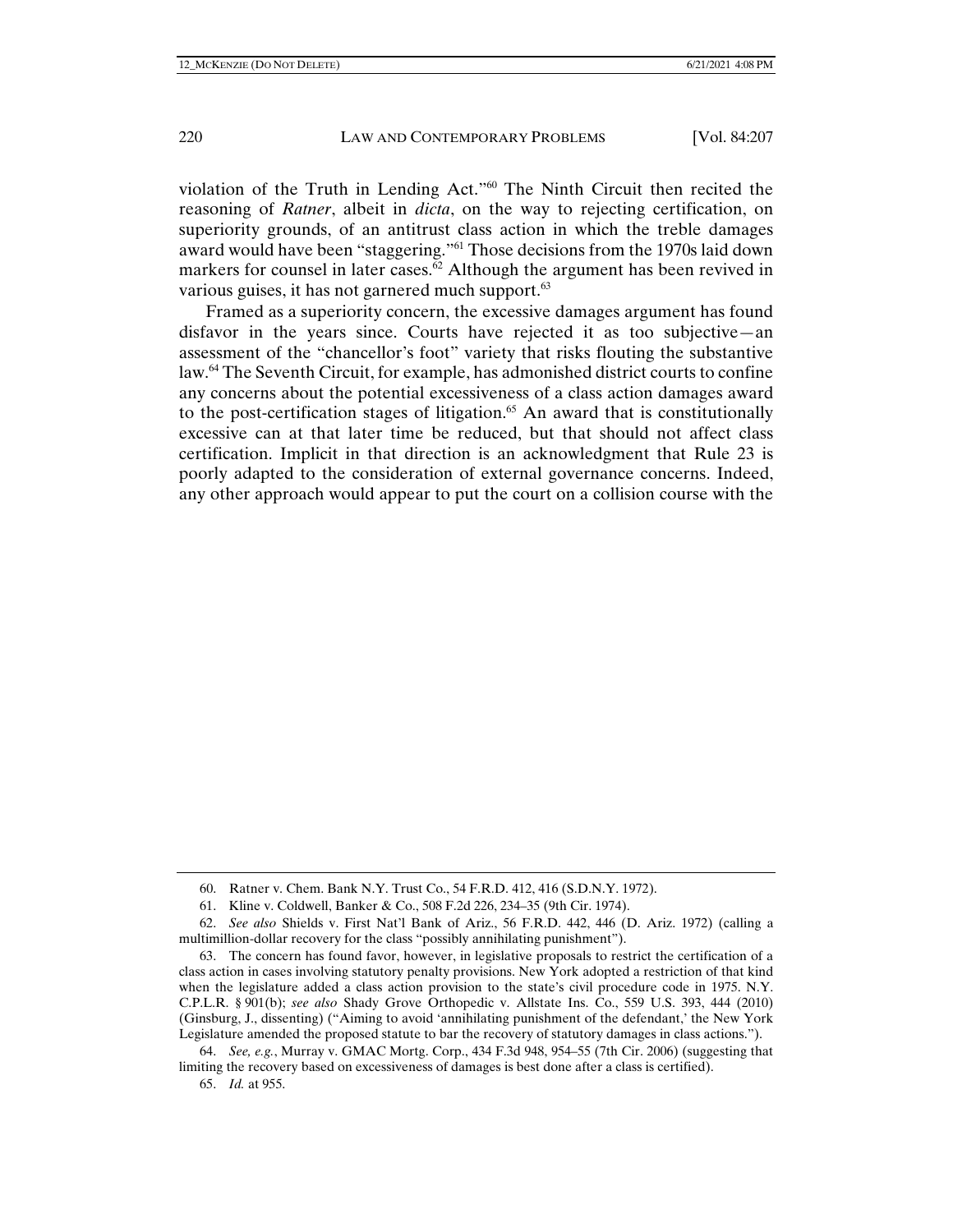violation of the Truth in Lending Act."[60] The Ninth Circuit then recited the reasoning of *Ratner*, albeit in *dicta*, on the way to rejecting certification, on superiority grounds, of an antitrust class action in which the treble damages award would have been "staggering."[61] Those decisions from the 1970s laid down markers for counsel in later cases.[62] Although the argument has been revived in various guises, it has not garnered much support.[63]

Framed as a superiority concern, the excessive damages argument has found disfavor in the years since. Courts have rejected it as too subjective—an assessment of the "chancellor's foot" variety that risks flouting the substantive law.[64] The Seventh Circuit, for example, has admonished district courts to confine any concerns about the potential excessiveness of a class action damages award to the post-certification stages of litigation.[65] An award that is constitutionally excessive can at that later time be reduced, but that should not affect class certification. Implicit in that direction is an acknowledgment that Rule 23 is poorly adapted to the consideration of external governance concerns. Indeed, any other approach would appear to put the court on a collision course with the

---

60. Ratner v. Chem. Bank N.Y. Trust Co., 54 F.R.D. 412, 416 (S.D.N.Y. 1972).

61. Kline v. Coldwell, Banker & Co., 508 F.2d 226, 234–35 (9th Cir. 1974).

62. *See also* Shields v. First Nat'l Bank of Ariz., 56 F.R.D. 442, 446 (D. Ariz. 1972) (calling a multimillion-dollar recovery for the class "possibly annihilating punishment").

63. The concern has found favor, however, in legislative proposals to restrict the certification of a class action in cases involving statutory penalty provisions. New York adopted a restriction of that kind when the legislature added a class action provision to the state's civil procedure code in 1975. N.Y. C.P.L.R. § 901(b); *see also* Shady Grove Orthopedic v. Allstate Ins. Co., 559 U.S. 393, 444 (2010) (Ginsburg, J., dissenting) ("Aiming to avoid 'annihilating punishment of the defendant,' the New York Legislature amended the proposed statute to bar the recovery of statutory damages in class actions.").

64. *See, e.g.*, Murray v. GMAC Mortg. Corp., 434 F.3d 948, 954–55 (7th Cir. 2006) (suggesting that limiting the recovery based on excessiveness of damages is best done after a class is certified).

65. *Id.* at 955.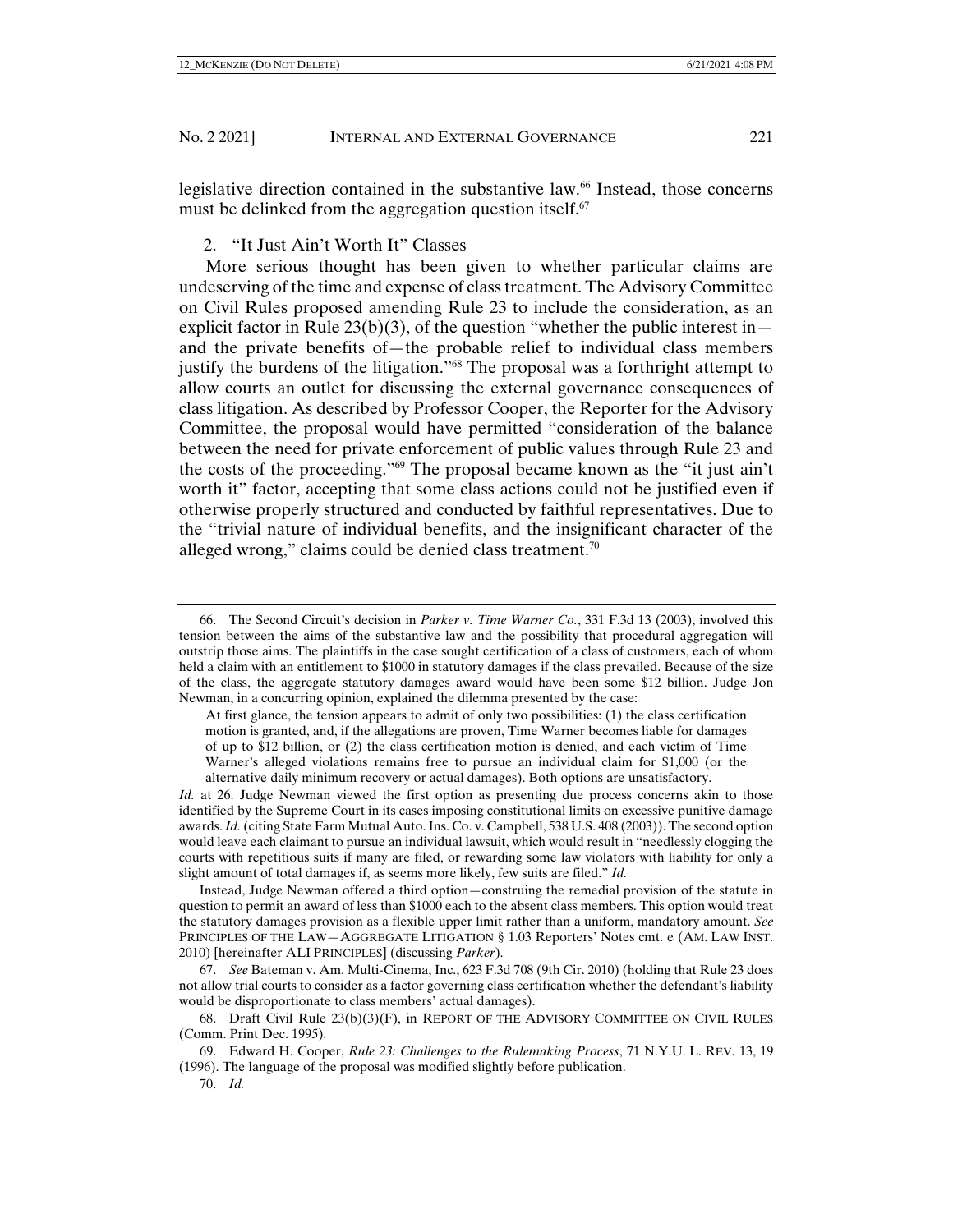legislative direction contained in the substantive law.[66] Instead, those concerns must be delinked from the aggregation question itself.[67]

### 2. "It Just Ain't Worth It" Classes

More serious thought has been given to whether particular claims are undeserving of the time and expense of class treatment. The Advisory Committee on Civil Rules proposed amending Rule 23 to include the consideration, as an explicit factor in Rule 23(b)(3), of the question "whether the public interest in—and the private benefits of—the probable relief to individual class members justify the burdens of the litigation."[68] The proposal was a forthright attempt to allow courts an outlet for discussing the external governance consequences of class litigation. As described by Professor Cooper, the Reporter for the Advisory Committee, the proposal would have permitted "consideration of the balance between the need for private enforcement of public values through Rule 23 and the costs of the proceeding."[69] The proposal became known as the "it just ain't worth it" factor, accepting that some class actions could not be justified even if otherwise properly structured and conducted by faithful representatives. Due to the "trivial nature of individual benefits, and the insignificant character of the alleged wrong," claims could be denied class treatment.[70]

---

66. The Second Circuit's decision in *Parker v. Time Warner Co.*, 331 F.3d 13 (2003), involved this tension between the aims of the substantive law and the possibility that procedural aggregation will outstrip those aims. The plaintiffs in the case sought certification of a class of customers, each of whom held a claim with an entitlement to $1000 in statutory damages if the class prevailed. Because of the size of the class, the aggregate statutory damages award would have been some $12 billion. Judge Jon Newman, in a concurring opinion, explained the dilemma presented by the case:

> At first glance, the tension appears to admit of only two possibilities: (1) the class certification motion is granted, and, if the allegations are proven, Time Warner becomes liable for damages of up to $12 billion, or (2) the class certification motion is denied, and each victim of Time Warner's alleged violations remains free to pursue an individual claim for $1,000 (or the alternative daily minimum recovery or actual damages). Both options are unsatisfactory.

*Id.* at 26. Judge Newman viewed the first option as presenting due process concerns akin to those identified by the Supreme Court in its cases imposing constitutional limits on excessive punitive damage awards. *Id.* (citing State Farm Mutual Auto. Ins. Co. v. Campbell, 538 U.S. 408 (2003)). The second option would leave each claimant to pursue an individual lawsuit, which would result in "needlessly clogging the courts with repetitious suits if many are filed, or rewarding some law violators with liability for only a slight amount of total damages if, as seems more likely, few suits are filed." *Id.*

Instead, Judge Newman offered a third option—construing the remedial provision of the statute in question to permit an award of less than $1000 each to the absent class members. This option would treat the statutory damages provision as a flexible upper limit rather than a uniform, mandatory amount. *See* PRINCIPLES OF THE LAW—AGGREGATE LITIGATION § 1.03 Reporters' Notes cmt. e (AM. LAW INST. 2010) [hereinafter ALI PRINCIPLES] (discussing *Parker*).

67. *See* Bateman v. Am. Multi-Cinema, Inc., 623 F.3d 708 (9th Cir. 2010) (holding that Rule 23 does not allow trial courts to consider as a factor governing class certification whether the defendant's liability would be disproportionate to class members' actual damages).

68. Draft Civil Rule 23(b)(3)(F), in REPORT OF THE ADVISORY COMMITTEE ON CIVIL RULES (Comm. Print Dec. 1995).

69. Edward H. Cooper, *Rule 23: Challenges to the Rulemaking Process*, 71 N.Y.U. L. REV. 13, 19 (1996). The language of the proposal was modified slightly before publication.

70. *Id.*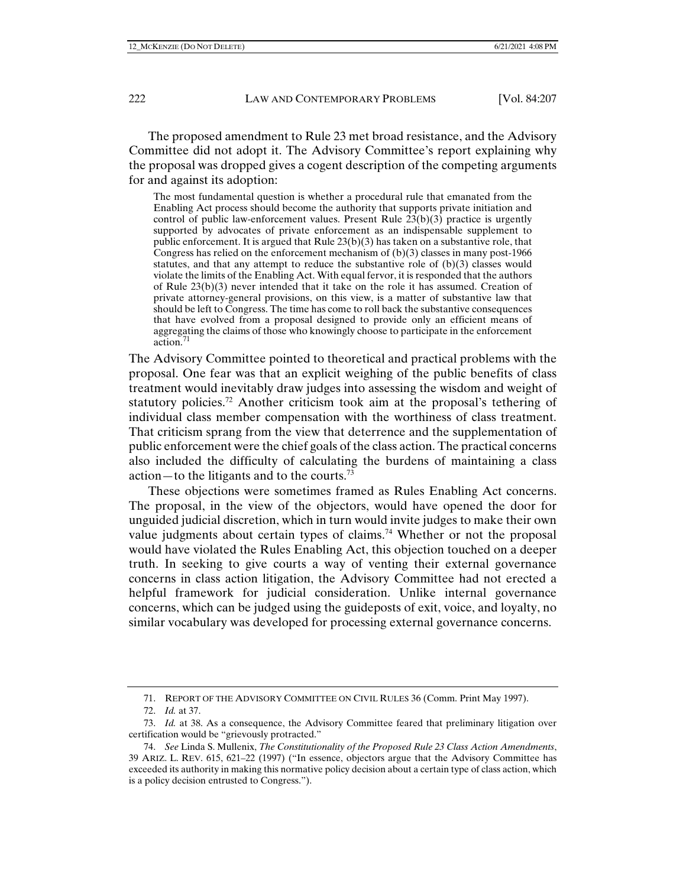The proposed amendment to Rule 23 met broad resistance, and the Advisory Committee did not adopt it. The Advisory Committee's report explaining why the proposal was dropped gives a cogent description of the competing arguments for and against its adoption:

> The most fundamental question is whether a procedural rule that emanated from the Enabling Act process should become the authority that supports private initiation and control of public law-enforcement values. Present Rule 23(b)(3) practice is urgently supported by advocates of private enforcement as an indispensable supplement to public enforcement. It is argued that Rule 23(b)(3) has taken on a substantive role, that Congress has relied on the enforcement mechanism of (b)(3) classes in many post-1966 statutes, and that any attempt to reduce the substantive role of (b)(3) classes would violate the limits of the Enabling Act. With equal fervor, it is responded that the authors of Rule 23(b)(3) never intended that it take on the role it has assumed. Creation of private attorney-general provisions, on this view, is a matter of substantive law that should be left to Congress. The time has come to roll back the substantive consequences that have evolved from a proposal designed to provide only an efficient means of aggregating the claims of those who knowingly choose to participate in the enforcement action.[71]

The Advisory Committee pointed to theoretical and practical problems with the proposal. One fear was that an explicit weighing of the public benefits of class treatment would inevitably draw judges into assessing the wisdom and weight of statutory policies.[72] Another criticism took aim at the proposal's tethering of individual class member compensation with the worthiness of class treatment. That criticism sprang from the view that deterrence and the supplementation of public enforcement were the chief goals of the class action. The practical concerns also included the difficulty of calculating the burdens of maintaining a class action—to the litigants and to the courts.[73]

These objections were sometimes framed as Rules Enabling Act concerns. The proposal, in the view of the objectors, would have opened the door for unguided judicial discretion, which in turn would invite judges to make their own value judgments about certain types of claims.[74] Whether or not the proposal would have violated the Rules Enabling Act, this objection touched on a deeper truth. In seeking to give courts a way of venting their external governance concerns in class action litigation, the Advisory Committee had not erected a helpful framework for judicial consideration. Unlike internal governance concerns, which can be judged using the guideposts of exit, voice, and loyalty, no similar vocabulary was developed for processing external governance concerns.

---

71. REPORT OF THE ADVISORY COMMITTEE ON CIVIL RULES 36 (Comm. Print May 1997).

72. *Id.* at 37.

73. *Id.* at 38. As a consequence, the Advisory Committee feared that preliminary litigation over certification would be "grievously protracted."

74. *See* Linda S. Mullenix, *The Constitutionality of the Proposed Rule 23 Class Action Amendments*, 39 ARIZ. L. REV. 615, 621–22 (1997) ("In essence, objectors argue that the Advisory Committee has exceeded its authority in making this normative policy decision about a certain type of class action, which is a policy decision entrusted to Congress.").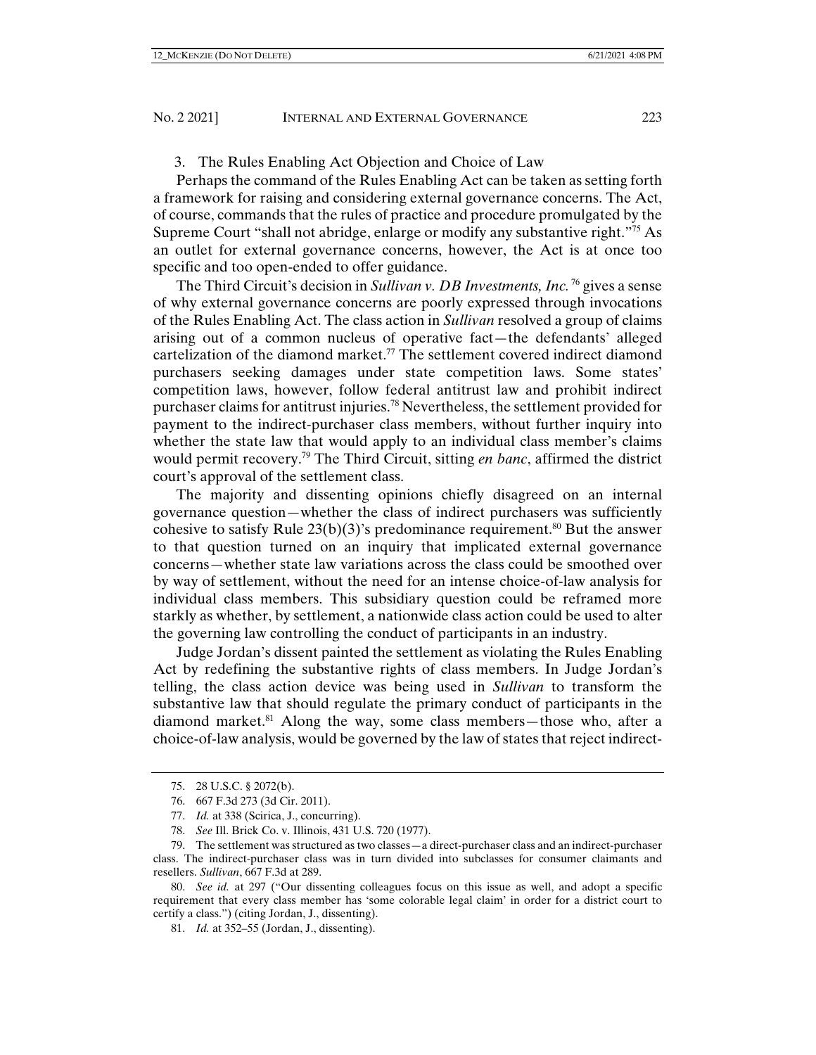### 3. The Rules Enabling Act Objection and Choice of Law

Perhaps the command of the Rules Enabling Act can be taken as setting forth a framework for raising and considering external governance concerns. The Act, of course, commands that the rules of practice and procedure promulgated by the Supreme Court "shall not abridge, enlarge or modify any substantive right."[75] As an outlet for external governance concerns, however, the Act is at once too specific and too open-ended to offer guidance.

The Third Circuit's decision in *Sullivan v. DB Investments, Inc.*[76] gives a sense of why external governance concerns are poorly expressed through invocations of the Rules Enabling Act. The class action in *Sullivan* resolved a group of claims arising out of a common nucleus of operative fact—the defendants' alleged cartelization of the diamond market.[77] The settlement covered indirect diamond purchasers seeking damages under state competition laws. Some states' competition laws, however, follow federal antitrust law and prohibit indirect purchaser claims for antitrust injuries.[78] Nevertheless, the settlement provided for payment to the indirect-purchaser class members, without further inquiry into whether the state law that would apply to an individual class member's claims would permit recovery.[79] The Third Circuit, sitting *en banc*, affirmed the district court's approval of the settlement class.

The majority and dissenting opinions chiefly disagreed on an internal governance question—whether the class of indirect purchasers was sufficiently cohesive to satisfy Rule 23(b)(3)'s predominance requirement.[80] But the answer to that question turned on an inquiry that implicated external governance concerns—whether state law variations across the class could be smoothed over by way of settlement, without the need for an intense choice-of-law analysis for individual class members. This subsidiary question could be reframed more starkly as whether, by settlement, a nationwide class action could be used to alter the governing law controlling the conduct of participants in an industry.

Judge Jordan's dissent painted the settlement as violating the Rules Enabling Act by redefining the substantive rights of class members. In Judge Jordan's telling, the class action device was being used in *Sullivan* to transform the substantive law that should regulate the primary conduct of participants in the diamond market.[81] Along the way, some class members—those who, after a choice-of-law analysis, would be governed by the law of states that reject indirect-

---

75. 28 U.S.C. § 2072(b).

76. 667 F.3d 273 (3d Cir. 2011).

77. *Id.* at 338 (Scirica, J., concurring).

78. *See* Ill. Brick Co. v. Illinois, 431 U.S. 720 (1977).

79. The settlement was structured as two classes—a direct-purchaser class and an indirect-purchaser class. The indirect-purchaser class was in turn divided into subclasses for consumer claimants and resellers. *Sullivan*, 667 F.3d at 289.

80. *See id.* at 297 ("Our dissenting colleagues focus on this issue as well, and adopt a specific requirement that every class member has 'some colorable legal claim' in order for a district court to certify a class.") (citing Jordan, J., dissenting).

81. *Id.* at 352–55 (Jordan, J., dissenting).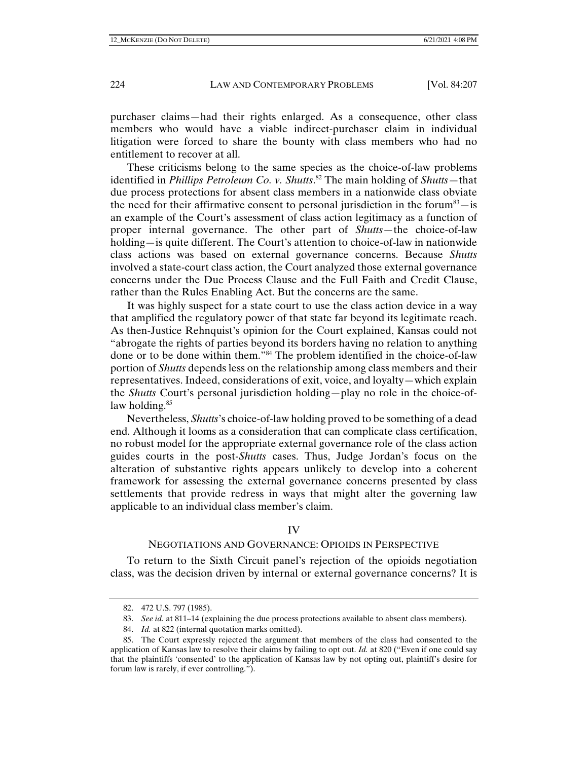purchaser claims—had their rights enlarged. As a consequence, other class members who would have a viable indirect-purchaser claim in individual litigation were forced to share the bounty with class members who had no entitlement to recover at all.

These criticisms belong to the same species as the choice-of-law problems identified in *Phillips Petroleum Co. v. Shutts*.[82] The main holding of *Shutts*—that due process protections for absent class members in a nationwide class obviate the need for their affirmative consent to personal jurisdiction in the forum[83]—is an example of the Court's assessment of class action legitimacy as a function of proper internal governance. The other part of *Shutts*—the choice-of-law holding—is quite different. The Court's attention to choice-of-law in nationwide class actions was based on external governance concerns. Because *Shutts* involved a state-court class action, the Court analyzed those external governance concerns under the Due Process Clause and the Full Faith and Credit Clause, rather than the Rules Enabling Act. But the concerns are the same.

It was highly suspect for a state court to use the class action device in a way that amplified the regulatory power of that state far beyond its legitimate reach. As then-Justice Rehnquist's opinion for the Court explained, Kansas could not "abrogate the rights of parties beyond its borders having no relation to anything done or to be done within them."[84] The problem identified in the choice-of-law portion of *Shutts* depends less on the relationship among class members and their representatives. Indeed, considerations of exit, voice, and loyalty—which explain the *Shutts* Court's personal jurisdiction holding—play no role in the choice-of-law holding.[85]

Nevertheless, *Shutts*'s choice-of-law holding proved to be something of a dead end. Although it looms as a consideration that can complicate class certification, no robust model for the appropriate external governance role of the class action guides courts in the post-*Shutts* cases. Thus, Judge Jordan's focus on the alteration of substantive rights appears unlikely to develop into a coherent framework for assessing the external governance concerns presented by class settlements that provide redress in ways that might alter the governing law applicable to an individual class member's claim.

## IV

## NEGOTIATIONS AND GOVERNANCE: OPIOIDS IN PERSPECTIVE

To return to the Sixth Circuit panel's rejection of the opioids negotiation class, was the decision driven by internal or external governance concerns? It is

---

82. 472 U.S. 797 (1985).

83. *See id.* at 811–14 (explaining the due process protections available to absent class members).

84. *Id.* at 822 (internal quotation marks omitted).

85. The Court expressly rejected the argument that members of the class had consented to the application of Kansas law to resolve their claims by failing to opt out. *Id.* at 820 ("Even if one could say that the plaintiffs 'consented' to the application of Kansas law by not opting out, plaintiff's desire for forum law is rarely, if ever controlling.").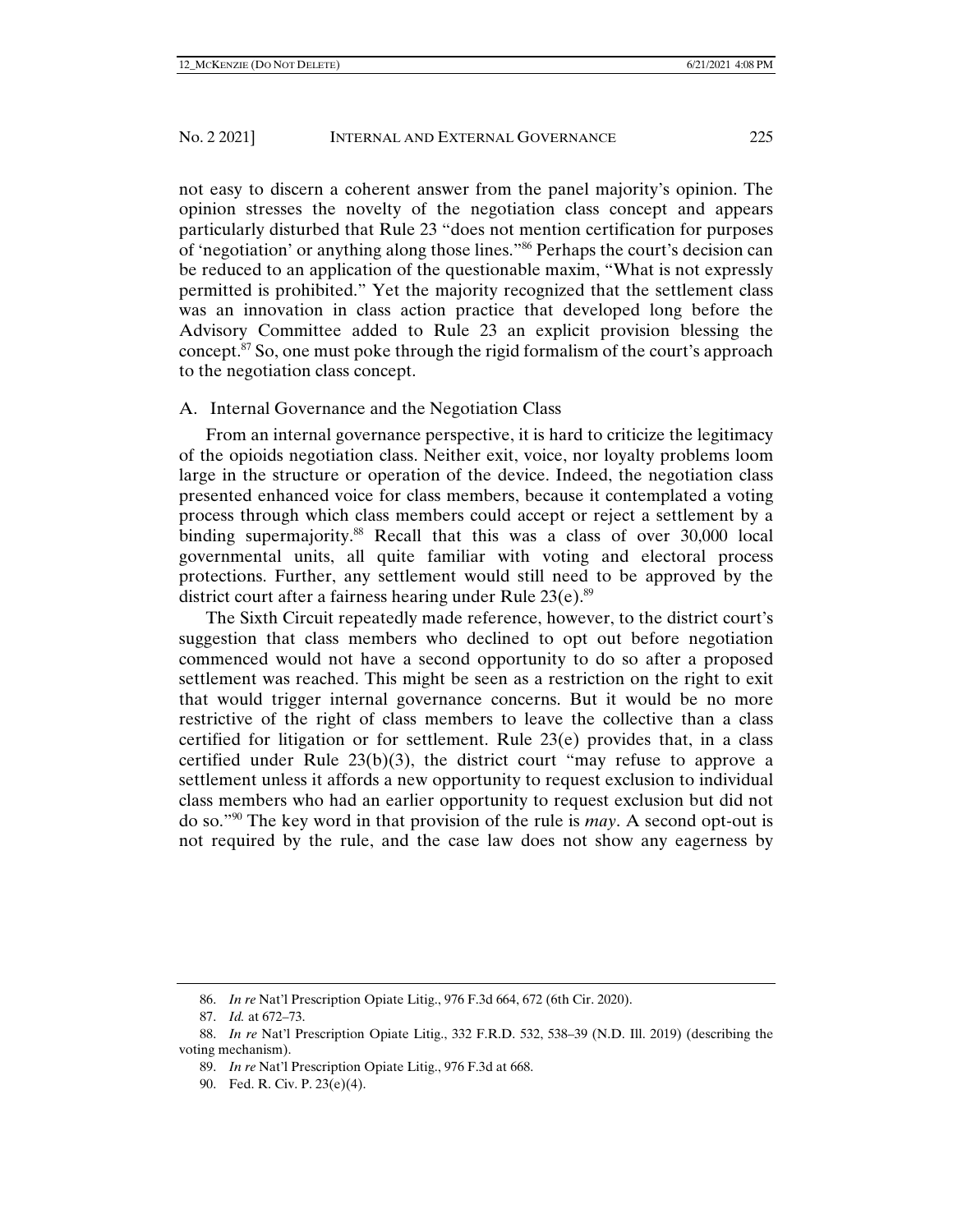not easy to discern a coherent answer from the panel majority's opinion. The opinion stresses the novelty of the negotiation class concept and appears particularly disturbed that Rule 23 "does not mention certification for purposes of 'negotiation' or anything along those lines."[86] Perhaps the court's decision can be reduced to an application of the questionable maxim, "What is not expressly permitted is prohibited." Yet the majority recognized that the settlement class was an innovation in class action practice that developed long before the Advisory Committee added to Rule 23 an explicit provision blessing the concept.[87] So, one must poke through the rigid formalism of the court's approach to the negotiation class concept.

## A. Internal Governance and the Negotiation Class

From an internal governance perspective, it is hard to criticize the legitimacy of the opioids negotiation class. Neither exit, voice, nor loyalty problems loom large in the structure or operation of the device. Indeed, the negotiation class presented enhanced voice for class members, because it contemplated a voting process through which class members could accept or reject a settlement by a binding supermajority.[88] Recall that this was a class of over 30,000 local governmental units, all quite familiar with voting and electoral process protections. Further, any settlement would still need to be approved by the district court after a fairness hearing under Rule 23(e).[89]

The Sixth Circuit repeatedly made reference, however, to the district court's suggestion that class members who declined to opt out before negotiation commenced would not have a second opportunity to do so after a proposed settlement was reached. This might be seen as a restriction on the right to exit that would trigger internal governance concerns. But it would be no more restrictive of the right of class members to leave the collective than a class certified for litigation or for settlement. Rule 23(e) provides that, in a class certified under Rule 23(b)(3), the district court "may refuse to approve a settlement unless it affords a new opportunity to request exclusion to individual class members who had an earlier opportunity to request exclusion but did not do so."[90] The key word in that provision of the rule is *may*. A second opt-out is not required by the rule, and the case law does not show any eagerness by

---

86. *In re* Nat'l Prescription Opiate Litig., 976 F.3d 664, 672 (6th Cir. 2020).

87. *Id.* at 672–73.

88. *In re* Nat'l Prescription Opiate Litig., 332 F.R.D. 532, 538–39 (N.D. Ill. 2019) (describing the voting mechanism).

89. *In re* Nat'l Prescription Opiate Litig., 976 F.3d at 668.

90. Fed. R. Civ. P. 23(e)(4).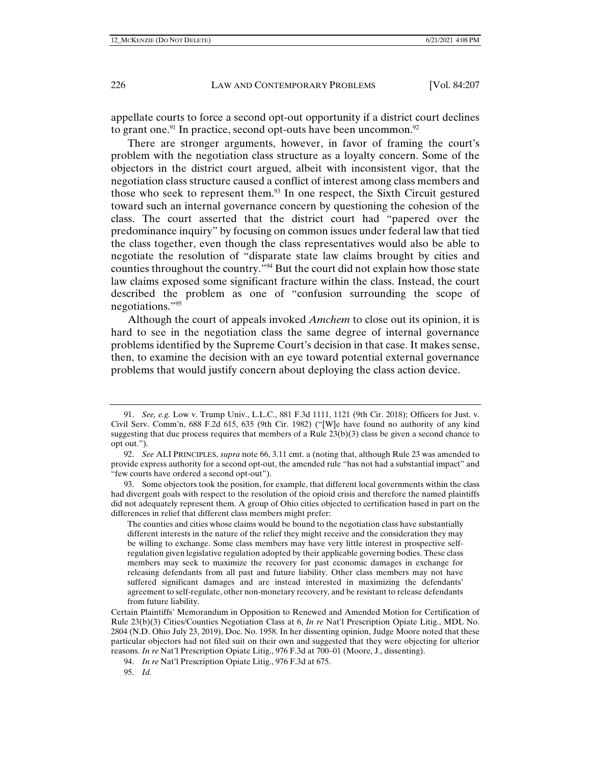appellate courts to force a second opt-out opportunity if a district court declines to grant one.[91] In practice, second opt-outs have been uncommon.[92]

There are stronger arguments, however, in favor of framing the court's problem with the negotiation class structure as a loyalty concern. Some of the objectors in the district court argued, albeit with inconsistent vigor, that the negotiation class structure caused a conflict of interest among class members and those who seek to represent them.[93] In one respect, the Sixth Circuit gestured toward such an internal governance concern by questioning the cohesion of the class. The court asserted that the district court had "papered over the predominance inquiry" by focusing on common issues under federal law that tied the class together, even though the class representatives would also be able to negotiate the resolution of "disparate state law claims brought by cities and counties throughout the country."[94] But the court did not explain how those state law claims exposed some significant fracture within the class. Instead, the court described the problem as one of "confusion surrounding the scope of negotiations."[95]

Although the court of appeals invoked *Amchem* to close out its opinion, it is hard to see in the negotiation class the same degree of internal governance problems identified by the Supreme Court's decision in that case. It makes sense, then, to examine the decision with an eye toward potential external governance problems that would justify concern about deploying the class action device.

---

91. *See, e.g.* Low v. Trump Univ., L.L.C., 881 F.3d 1111, 1121 (9th Cir. 2018); Officers for Just. v. Civil Serv. Comm'n, 688 F.2d 615, 635 (9th Cir. 1982) ("[W]e have found no authority of any kind suggesting that due process requires that members of a Rule 23(b)(3) class be given a second chance to opt out.").

92. *See* ALI PRINCIPLES, *supra* note 66, 3.11 cmt. a (noting that, although Rule 23 was amended to provide express authority for a second opt-out, the amended rule "has not had a substantial impact" and "few courts have ordered a second opt-out").

93. Some objectors took the position, for example, that different local governments within the class had divergent goals with respect to the resolution of the opioid crisis and therefore the named plaintiffs did not adequately represent them. A group of Ohio cities objected to certification based in part on the differences in relief that different class members might prefer:

> The counties and cities whose claims would be bound to the negotiation class have substantially different interests in the nature of the relief they might receive and the consideration they may be willing to exchange. Some class members may have very little interest in prospective self-regulation given legislative regulation adopted by their applicable governing bodies. These class members may seek to maximize the recovery for past economic damages in exchange for releasing defendants from all past and future liability. Other class members may not have suffered significant damages and are instead interested in maximizing the defendants' agreement to self-regulate, other non-monetary recovery, and be resistant to release defendants from future liability.

Certain Plaintiffs' Memorandum in Opposition to Renewed and Amended Motion for Certification of Rule 23(b)(3) Cities/Counties Negotiation Class at 6, *In re* Nat'l Prescription Opiate Litig., MDL No. 2804 (N.D. Ohio July 23, 2019), Doc. No. 1958. In her dissenting opinion, Judge Moore noted that these particular objectors had not filed suit on their own and suggested that they were objecting for ulterior reasons. *In re* Nat'l Prescription Opiate Litig., 976 F.3d at 700–01 (Moore, J., dissenting).

94. *In re* Nat'l Prescription Opiate Litig., 976 F.3d at 675.

95. *Id.*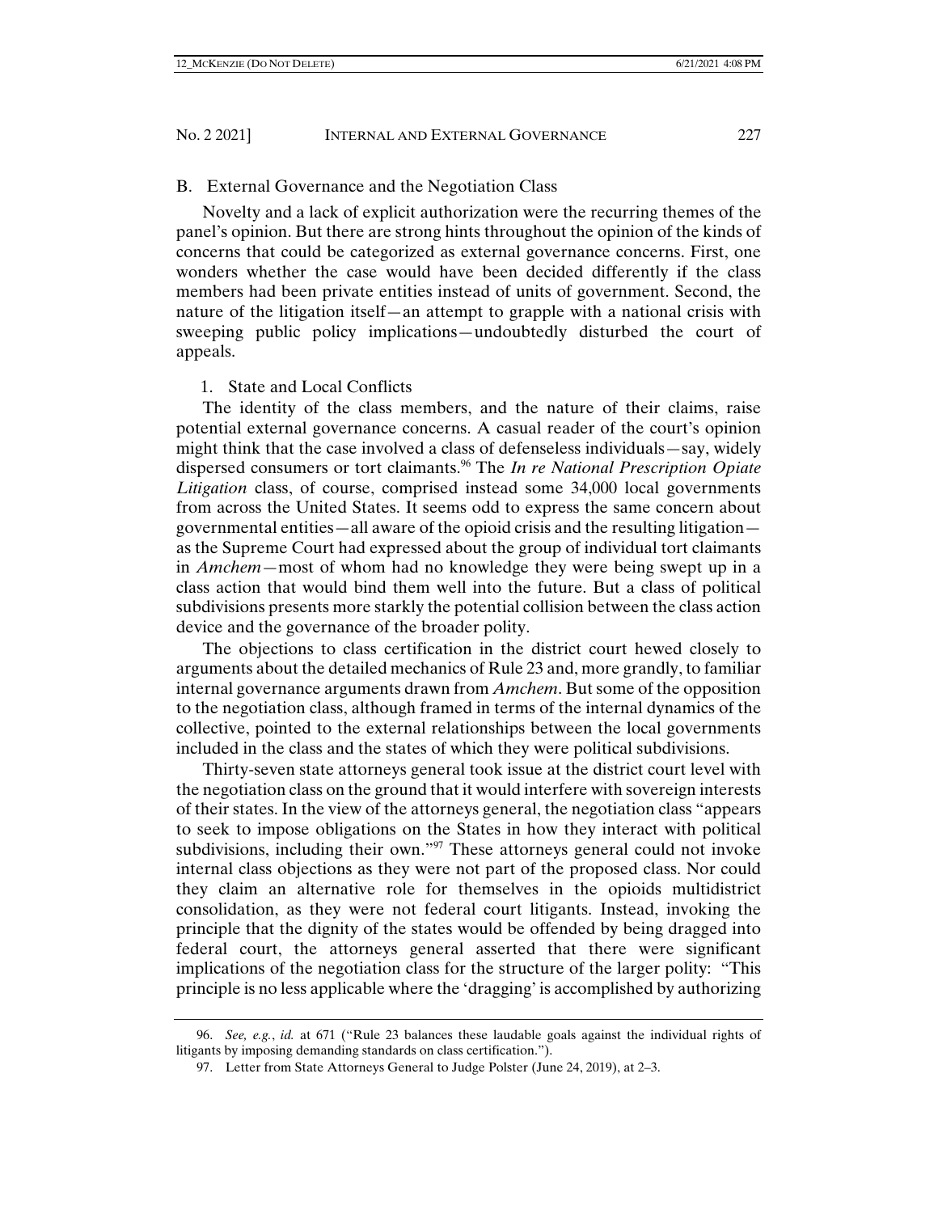### B. External Governance and the Negotiation Class

Novelty and a lack of explicit authorization were the recurring themes of the panel's opinion. But there are strong hints throughout the opinion of the kinds of concerns that could be categorized as external governance concerns. First, one wonders whether the case would have been decided differently if the class members had been private entities instead of units of government. Second, the nature of the litigation itself—an attempt to grapple with a national crisis with sweeping public policy implications—undoubtedly disturbed the court of appeals.

#### 1. State and Local Conflicts

The identity of the class members, and the nature of their claims, raise potential external governance concerns. A casual reader of the court's opinion might think that the case involved a class of defenseless individuals—say, widely dispersed consumers or tort claimants.[96] The *In re National Prescription Opiate Litigation* class, of course, comprised instead some 34,000 local governments from across the United States. It seems odd to express the same concern about governmental entities—all aware of the opioid crisis and the resulting litigation—as the Supreme Court had expressed about the group of individual tort claimants in *Amchem*—most of whom had no knowledge they were being swept up in a class action that would bind them well into the future. But a class of political subdivisions presents more starkly the potential collision between the class action device and the governance of the broader polity.

The objections to class certification in the district court hewed closely to arguments about the detailed mechanics of Rule 23 and, more grandly, to familiar internal governance arguments drawn from *Amchem*. But some of the opposition to the negotiation class, although framed in terms of the internal dynamics of the collective, pointed to the external relationships between the local governments included in the class and the states of which they were political subdivisions.

Thirty-seven state attorneys general took issue at the district court level with the negotiation class on the ground that it would interfere with sovereign interests of their states. In the view of the attorneys general, the negotiation class "appears to seek to impose obligations on the States in how they interact with political subdivisions, including their own."[97] These attorneys general could not invoke internal class objections as they were not part of the proposed class. Nor could they claim an alternative role for themselves in the opioids multidistrict consolidation, as they were not federal court litigants. Instead, invoking the principle that the dignity of the states would be offended by being dragged into federal court, the attorneys general asserted that there were significant implications of the negotiation class for the structure of the larger polity: "This principle is no less applicable where the 'dragging' is accomplished by authorizing

---

96. *See, e.g.*, *id.* at 671 ("Rule 23 balances these laudable goals against the individual rights of litigants by imposing demanding standards on class certification.").

97. Letter from State Attorneys General to Judge Polster (June 24, 2019), at 2–3.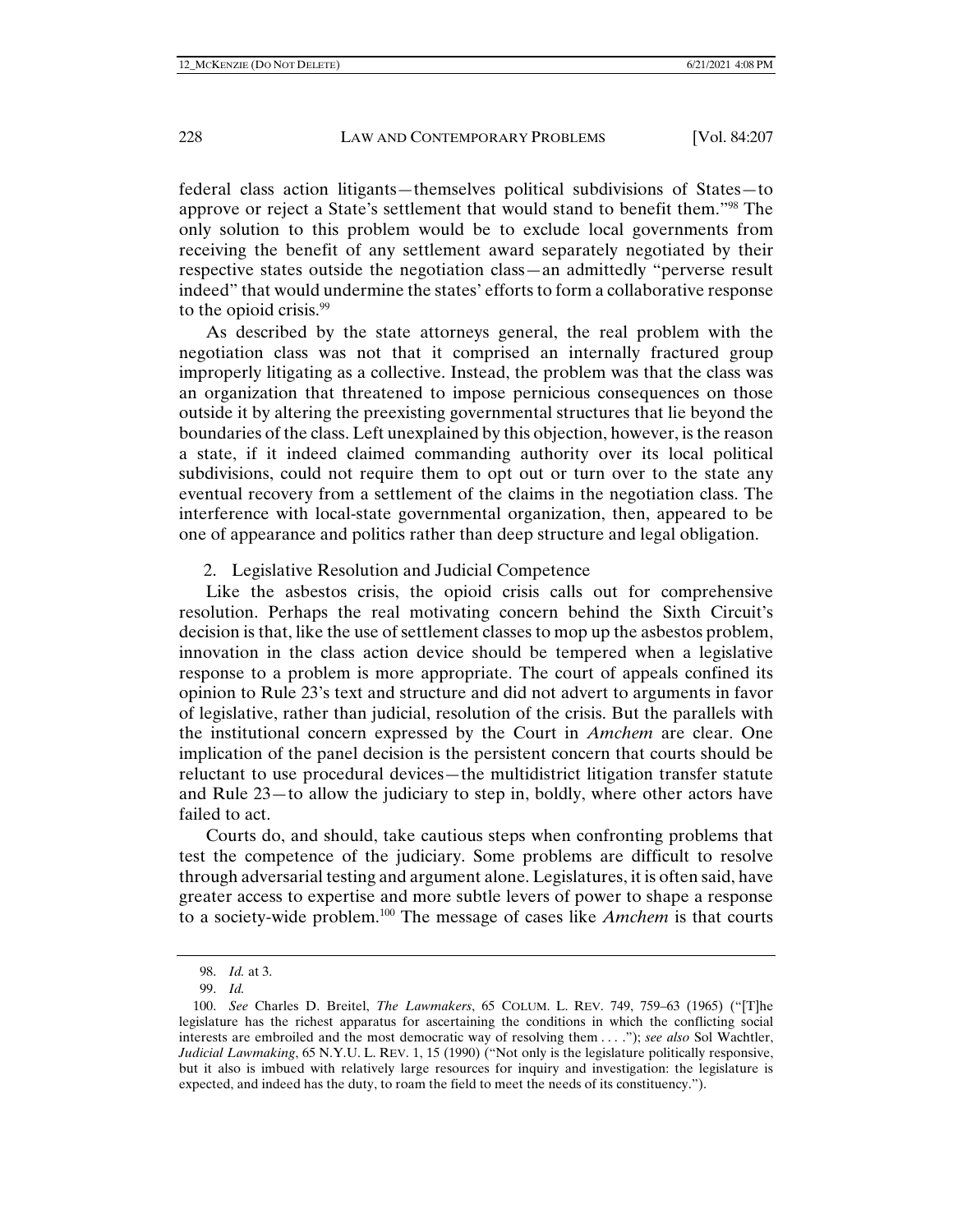federal class action litigants—themselves political subdivisions of States—to approve or reject a State's settlement that would stand to benefit them."[98] The only solution to this problem would be to exclude local governments from receiving the benefit of any settlement award separately negotiated by their respective states outside the negotiation class—an admittedly "perverse result indeed" that would undermine the states' efforts to form a collaborative response to the opioid crisis.[99]

As described by the state attorneys general, the real problem with the negotiation class was not that it comprised an internally fractured group improperly litigating as a collective. Instead, the problem was that the class was an organization that threatened to impose pernicious consequences on those outside it by altering the preexisting governmental structures that lie beyond the boundaries of the class. Left unexplained by this objection, however, is the reason a state, if it indeed claimed commanding authority over its local political subdivisions, could not require them to opt out or turn over to the state any eventual recovery from a settlement of the claims in the negotiation class. The interference with local-state governmental organization, then, appeared to be one of appearance and politics rather than deep structure and legal obligation.

### 2. Legislative Resolution and Judicial Competence

Like the asbestos crisis, the opioid crisis calls out for comprehensive resolution. Perhaps the real motivating concern behind the Sixth Circuit's decision is that, like the use of settlement classes to mop up the asbestos problem, innovation in the class action device should be tempered when a legislative response to a problem is more appropriate. The court of appeals confined its opinion to Rule 23's text and structure and did not advert to arguments in favor of legislative, rather than judicial, resolution of the crisis. But the parallels with the institutional concern expressed by the Court in *Amchem* are clear. One implication of the panel decision is the persistent concern that courts should be reluctant to use procedural devices—the multidistrict litigation transfer statute and Rule 23—to allow the judiciary to step in, boldly, where other actors have failed to act.

Courts do, and should, take cautious steps when confronting problems that test the competence of the judiciary. Some problems are difficult to resolve through adversarial testing and argument alone. Legislatures, it is often said, have greater access to expertise and more subtle levers of power to shape a response to a society-wide problem.[100] The message of cases like *Amchem* is that courts

---

98. *Id.* at 3.

99. *Id.*

100. *See* Charles D. Breitel, *The Lawmakers*, 65 COLUM. L. REV. 749, 759–63 (1965) ("[T]he legislature has the richest apparatus for ascertaining the conditions in which the conflicting social interests are embroiled and the most democratic way of resolving them . . . ."); *see also* Sol Wachtler, *Judicial Lawmaking*, 65 N.Y.U. L. REV. 1, 15 (1990) ("Not only is the legislature politically responsive, but it also is imbued with relatively large resources for inquiry and investigation: the legislature is expected, and indeed has the duty, to roam the field to meet the needs of its constituency.").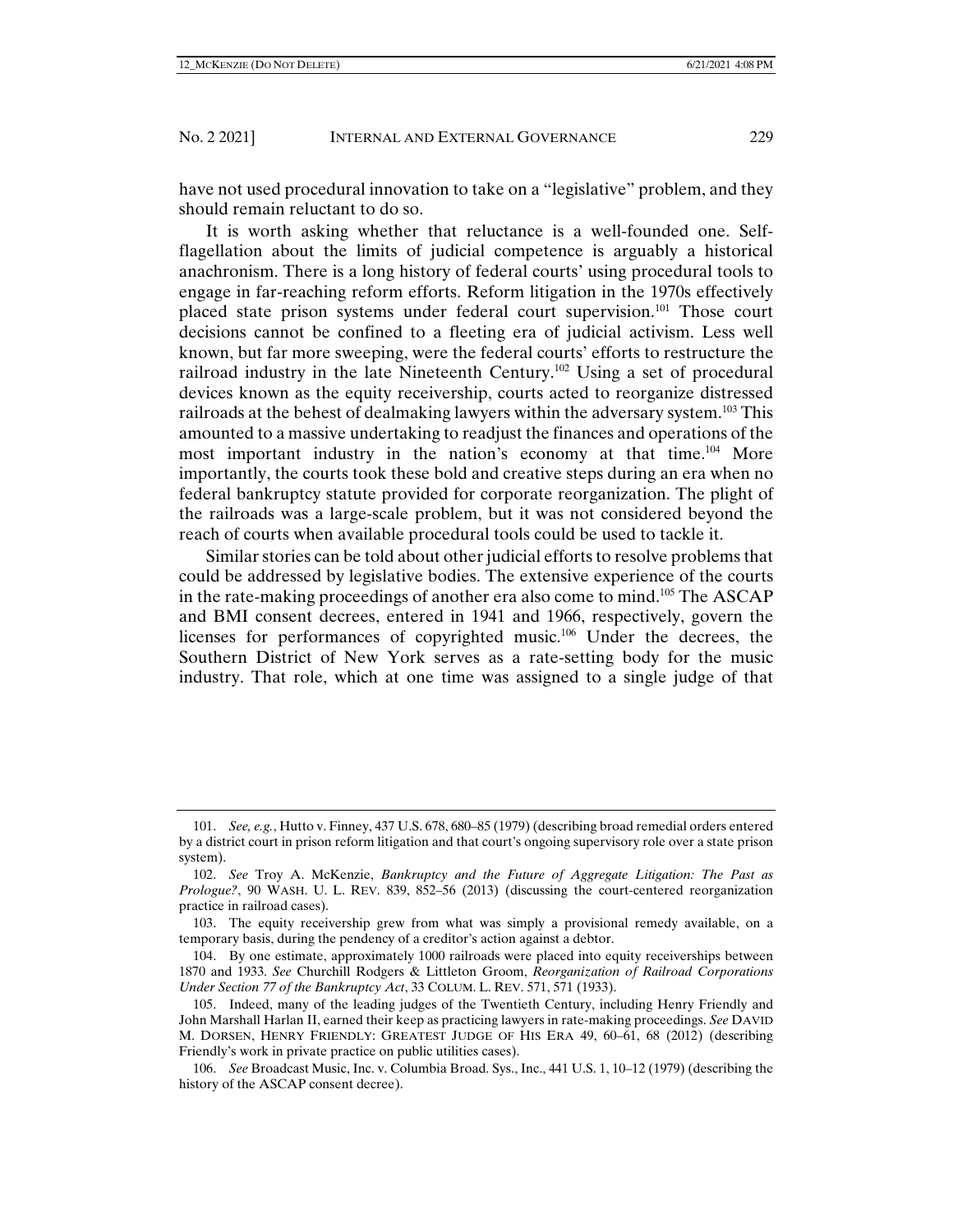have not used procedural innovation to take on a "legislative" problem, and they should remain reluctant to do so.

It is worth asking whether that reluctance is a well-founded one. Self-flagellation about the limits of judicial competence is arguably a historical anachronism. There is a long history of federal courts' using procedural tools to engage in far-reaching reform efforts. Reform litigation in the 1970s effectively placed state prison systems under federal court supervision.[101] Those court decisions cannot be confined to a fleeting era of judicial activism. Less well known, but far more sweeping, were the federal courts' efforts to restructure the railroad industry in the late Nineteenth Century.[102] Using a set of procedural devices known as the equity receivership, courts acted to reorganize distressed railroads at the behest of dealmaking lawyers within the adversary system.[103] This amounted to a massive undertaking to readjust the finances and operations of the most important industry in the nation's economy at that time.[104] More importantly, the courts took these bold and creative steps during an era when no federal bankruptcy statute provided for corporate reorganization. The plight of the railroads was a large-scale problem, but it was not considered beyond the reach of courts when available procedural tools could be used to tackle it.

Similar stories can be told about other judicial efforts to resolve problems that could be addressed by legislative bodies. The extensive experience of the courts in the rate-making proceedings of another era also come to mind.[105] The ASCAP and BMI consent decrees, entered in 1941 and 1966, respectively, govern the licenses for performances of copyrighted music.[106] Under the decrees, the Southern District of New York serves as a rate-setting body for the music industry. That role, which at one time was assigned to a single judge of that

---

101. *See, e.g.*, Hutto v. Finney, 437 U.S. 678, 680–85 (1979) (describing broad remedial orders entered by a district court in prison reform litigation and that court's ongoing supervisory role over a state prison system).

102. *See* Troy A. McKenzie, *Bankruptcy and the Future of Aggregate Litigation: The Past as Prologue?*, 90 WASH. U. L. REV. 839, 852–56 (2013) (discussing the court-centered reorganization practice in railroad cases).

103. The equity receivership grew from what was simply a provisional remedy available, on a temporary basis, during the pendency of a creditor's action against a debtor.

104. By one estimate, approximately 1000 railroads were placed into equity receiverships between 1870 and 1933. *See* Churchill Rodgers & Littleton Groom, *Reorganization of Railroad Corporations Under Section 77 of the Bankruptcy Act*, 33 COLUM. L. REV. 571, 571 (1933).

105. Indeed, many of the leading judges of the Twentieth Century, including Henry Friendly and John Marshall Harlan II, earned their keep as practicing lawyers in rate-making proceedings. *See* DAVID M. DORSEN, HENRY FRIENDLY: GREATEST JUDGE OF HIS ERA 49, 60–61, 68 (2012) (describing Friendly's work in private practice on public utilities cases).

106. *See* Broadcast Music, Inc. v. Columbia Broad. Sys., Inc., 441 U.S. 1, 10–12 (1979) (describing the history of the ASCAP consent decree).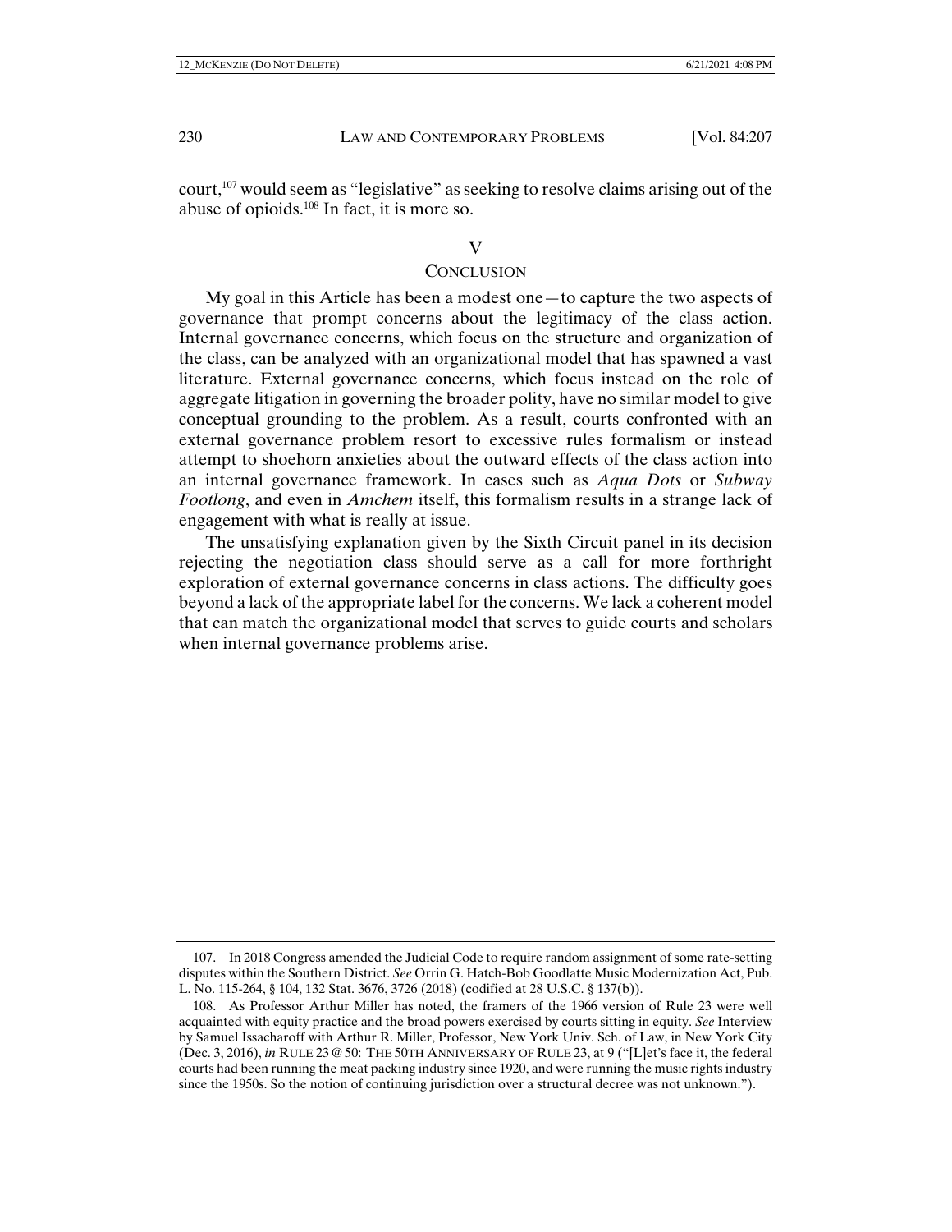court,[107] would seem as "legislative" as seeking to resolve claims arising out of the abuse of opioids.[108] In fact, it is more so.

## V

## CONCLUSION

My goal in this Article has been a modest one—to capture the two aspects of governance that prompt concerns about the legitimacy of the class action. Internal governance concerns, which focus on the structure and organization of the class, can be analyzed with an organizational model that has spawned a vast literature. External governance concerns, which focus instead on the role of aggregate litigation in governing the broader polity, have no similar model to give conceptual grounding to the problem. As a result, courts confronted with an external governance problem resort to excessive rules formalism or instead attempt to shoehorn anxieties about the outward effects of the class action into an internal governance framework. In cases such as *Aqua Dots* or *Subway Footlong*, and even in *Amchem* itself, this formalism results in a strange lack of engagement with what is really at issue.

The unsatisfying explanation given by the Sixth Circuit panel in its decision rejecting the negotiation class should serve as a call for more forthright exploration of external governance concerns in class actions. The difficulty goes beyond a lack of the appropriate label for the concerns. We lack a coherent model that can match the organizational model that serves to guide courts and scholars when internal governance problems arise.

---

107. In 2018 Congress amended the Judicial Code to require random assignment of some rate-setting disputes within the Southern District. *See* Orrin G. Hatch-Bob Goodlatte Music Modernization Act, Pub. L. No. 115-264, § 104, 132 Stat. 3676, 3726 (2018) (codified at 28 U.S.C. § 137(b)).

108. As Professor Arthur Miller has noted, the framers of the 1966 version of Rule 23 were well acquainted with equity practice and the broad powers exercised by courts sitting in equity. *See* Interview by Samuel Issacharoff with Arthur R. Miller, Professor, New York Univ. Sch. of Law, in New York City (Dec. 3, 2016), *in* RULE 23 @ 50: THE 50TH ANNIVERSARY OF RULE 23, at 9 ("[L]et's face it, the federal courts had been running the meat packing industry since 1920, and were running the music rights industry since the 1950s. So the notion of continuing jurisdiction over a structural decree was not unknown.").